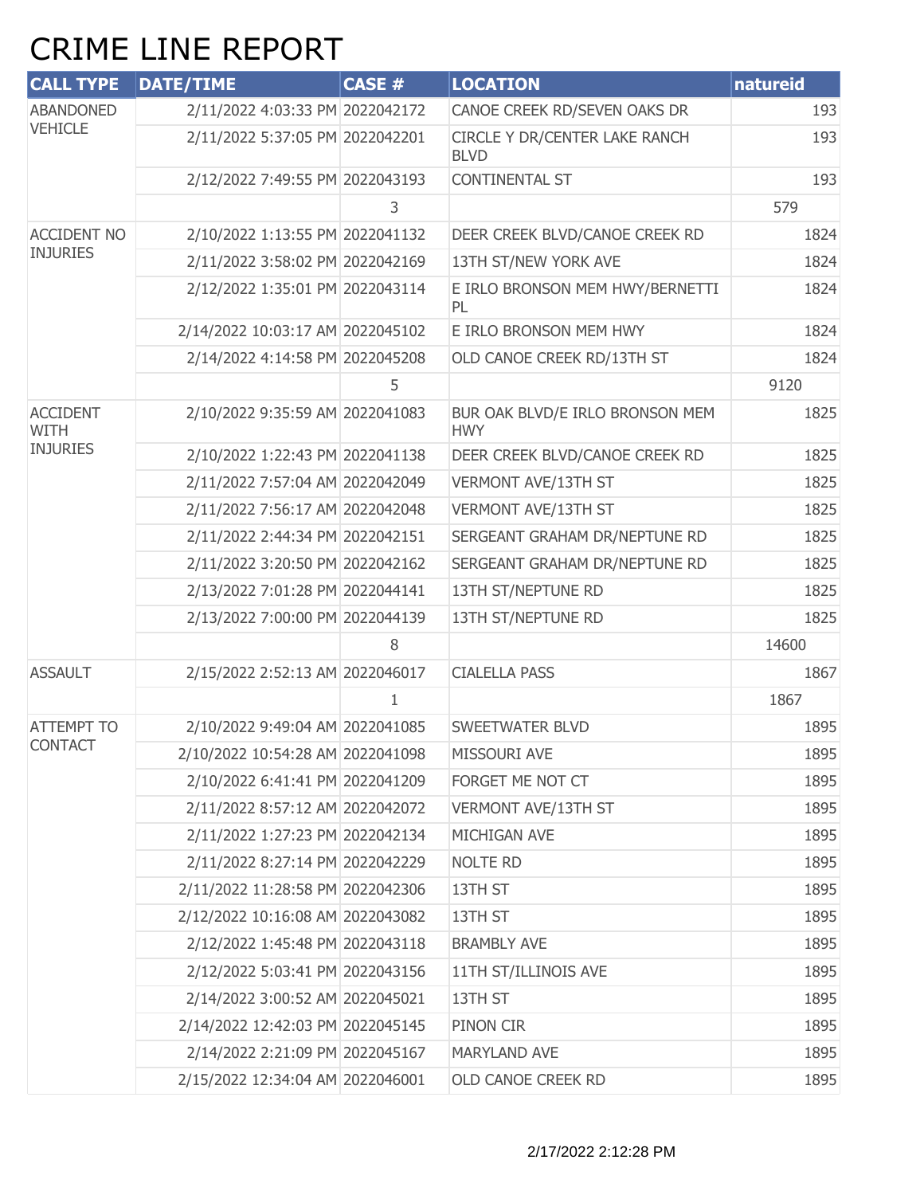# CRIME LINE REPORT

| CALL TYPE | DATE/TIME | CASE # | LOCATION | natureid |
|---|---|---|---|---|
| ABANDONED VEHICLE | 2/11/2022 4:03:33 PM | 2022042172 | CANOE CREEK RD/SEVEN OAKS DR | 193 |
| | 2/11/2022 5:37:05 PM | 2022042201 | CIRCLE Y DR/CENTER LAKE RANCH BLVD | 193 |
| | 2/12/2022 7:49:55 PM | 2022043193 | CONTINENTAL ST | 193 |
| | | 3 | | 579 |
| ACCIDENT NO INJURIES | 2/10/2022 1:13:55 PM | 2022041132 | DEER CREEK BLVD/CANOE CREEK RD | 1824 |
| | 2/11/2022 3:58:02 PM | 2022042169 | 13TH ST/NEW YORK AVE | 1824 |
| | 2/12/2022 1:35:01 PM | 2022043114 | E IRLO BRONSON MEM HWY/BERNETTI PL | 1824 |
| | 2/14/2022 10:03:17 AM | 2022045102 | E IRLO BRONSON MEM HWY | 1824 |
| | 2/14/2022 4:14:58 PM | 2022045208 | OLD CANOE CREEK RD/13TH ST | 1824 |
| | | 5 | | 9120 |
| ACCIDENT WITH INJURIES | 2/10/2022 9:35:59 AM | 2022041083 | BUR OAK BLVD/E IRLO BRONSON MEM HWY | 1825 |
| | 2/10/2022 1:22:43 PM | 2022041138 | DEER CREEK BLVD/CANOE CREEK RD | 1825 |
| | 2/11/2022 7:57:04 AM | 2022042049 | VERMONT AVE/13TH ST | 1825 |
| | 2/11/2022 7:56:17 AM | 2022042048 | VERMONT AVE/13TH ST | 1825 |
| | 2/11/2022 2:44:34 PM | 2022042151 | SERGEANT GRAHAM DR/NEPTUNE RD | 1825 |
| | 2/11/2022 3:20:50 PM | 2022042162 | SERGEANT GRAHAM DR/NEPTUNE RD | 1825 |
| | 2/13/2022 7:01:28 PM | 2022044141 | 13TH ST/NEPTUNE RD | 1825 |
| | 2/13/2022 7:00:00 PM | 2022044139 | 13TH ST/NEPTUNE RD | 1825 |
| | | 8 | | 14600 |
| ASSAULT | 2/15/2022 2:52:13 AM | 2022046017 | CIALELLA PASS | 1867 |
| | | 1 | | 1867 |
| ATTEMPT TO CONTACT | 2/10/2022 9:49:04 AM | 2022041085 | SWEETWATER BLVD | 1895 |
| | 2/10/2022 10:54:28 AM | 2022041098 | MISSOURI AVE | 1895 |
| | 2/10/2022 6:41:41 PM | 2022041209 | FORGET ME NOT CT | 1895 |
| | 2/11/2022 8:57:12 AM | 2022042072 | VERMONT AVE/13TH ST | 1895 |
| | 2/11/2022 1:27:23 PM | 2022042134 | MICHIGAN AVE | 1895 |
| | 2/11/2022 8:27:14 PM | 2022042229 | NOLTE RD | 1895 |
| | 2/11/2022 11:28:58 PM | 2022042306 | 13TH ST | 1895 |
| | 2/12/2022 10:16:08 AM | 2022043082 | 13TH ST | 1895 |
| | 2/12/2022 1:45:48 PM | 2022043118 | BRAMBLY AVE | 1895 |
| | 2/12/2022 5:03:41 PM | 2022043156 | 11TH ST/ILLINOIS AVE | 1895 |
| | 2/14/2022 3:00:52 AM | 2022045021 | 13TH ST | 1895 |
| | 2/14/2022 12:42:03 PM | 2022045145 | PINON CIR | 1895 |
| | 2/14/2022 2:21:09 PM | 2022045167 | MARYLAND AVE | 1895 |
| | 2/15/2022 12:34:04 AM | 2022046001 | OLD CANOE CREEK RD | 1895 |

2/17/2022 2:12:28 PM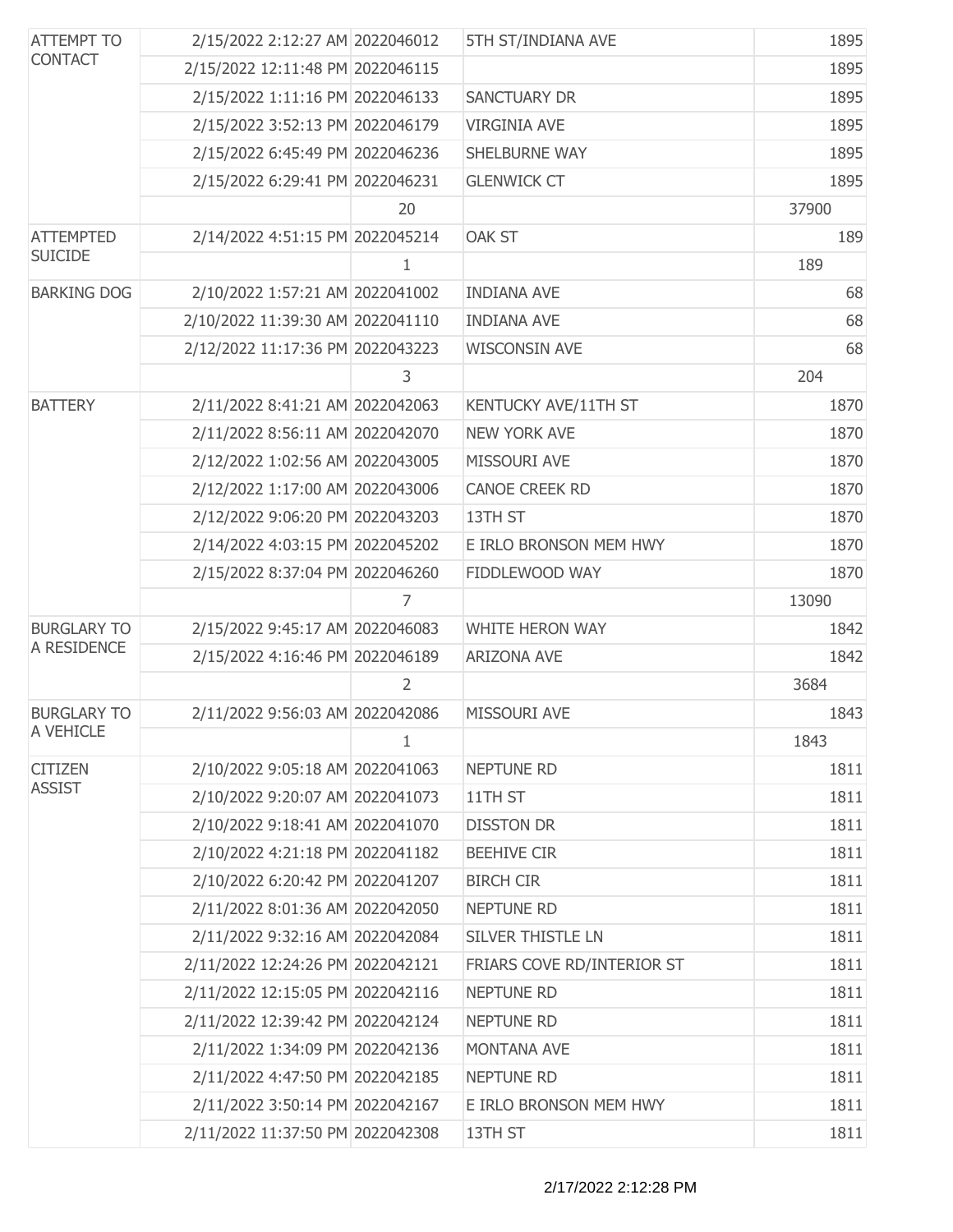| | | | | |
|---|---|---|---|---|
| ATTEMPT TO CONTACT | 2/15/2022 2:12:27 AM | 2022046012 | 5TH ST/INDIANA AVE | 1895 |
| | 2/15/2022 12:11:48 PM | 2022046115 | | 1895 |
| | 2/15/2022 1:11:16 PM | 2022046133 | SANCTUARY DR | 1895 |
| | 2/15/2022 3:52:13 PM | 2022046179 | VIRGINIA AVE | 1895 |
| | 2/15/2022 6:45:49 PM | 2022046236 | SHELBURNE WAY | 1895 |
| | 2/15/2022 6:29:41 PM | 2022046231 | GLENWICK CT | 1895 |
| | | 20 | | 37900 |
| ATTEMPTED SUICIDE | 2/14/2022 4:51:15 PM | 2022045214 | OAK ST | 189 |
| | | 1 | | 189 |
| BARKING DOG | 2/10/2022 1:57:21 AM | 2022041002 | INDIANA AVE | 68 |
| | 2/10/2022 11:39:30 AM | 2022041110 | INDIANA AVE | 68 |
| | 2/12/2022 11:17:36 PM | 2022043223 | WISCONSIN AVE | 68 |
| | | 3 | | 204 |
| BATTERY | 2/11/2022 8:41:21 AM | 2022042063 | KENTUCKY AVE/11TH ST | 1870 |
| | 2/11/2022 8:56:11 AM | 2022042070 | NEW YORK AVE | 1870 |
| | 2/12/2022 1:02:56 AM | 2022043005 | MISSOURI AVE | 1870 |
| | 2/12/2022 1:17:00 AM | 2022043006 | CANOE CREEK RD | 1870 |
| | 2/12/2022 9:06:20 PM | 2022043203 | 13TH ST | 1870 |
| | 2/14/2022 4:03:15 PM | 2022045202 | E IRLO BRONSON MEM HWY | 1870 |
| | 2/15/2022 8:37:04 PM | 2022046260 | FIDDLEWOOD WAY | 1870 |
| | | 7 | | 13090 |
| BURGLARY TO A RESIDENCE | 2/15/2022 9:45:17 AM | 2022046083 | WHITE HERON WAY | 1842 |
| | 2/15/2022 4:16:46 PM | 2022046189 | ARIZONA AVE | 1842 |
| | | 2 | | 3684 |
| BURGLARY TO A VEHICLE | 2/11/2022 9:56:03 AM | 2022042086 | MISSOURI AVE | 1843 |
| | | 1 | | 1843 |
| CITIZEN ASSIST | 2/10/2022 9:05:18 AM | 2022041063 | NEPTUNE RD | 1811 |
| | 2/10/2022 9:20:07 AM | 2022041073 | 11TH ST | 1811 |
| | 2/10/2022 9:18:41 AM | 2022041070 | DISSTON DR | 1811 |
| | 2/10/2022 4:21:18 PM | 2022041182 | BEEHIVE CIR | 1811 |
| | 2/10/2022 6:20:42 PM | 2022041207 | BIRCH CIR | 1811 |
| | 2/11/2022 8:01:36 AM | 2022042050 | NEPTUNE RD | 1811 |
| | 2/11/2022 9:32:16 AM | 2022042084 | SILVER THISTLE LN | 1811 |
| | 2/11/2022 12:24:26 PM | 2022042121 | FRIARS COVE RD/INTERIOR ST | 1811 |
| | 2/11/2022 12:15:05 PM | 2022042116 | NEPTUNE RD | 1811 |
| | 2/11/2022 12:39:42 PM | 2022042124 | NEPTUNE RD | 1811 |
| | 2/11/2022 1:34:09 PM | 2022042136 | MONTANA AVE | 1811 |
| | 2/11/2022 4:47:50 PM | 2022042185 | NEPTUNE RD | 1811 |
| | 2/11/2022 3:50:14 PM | 2022042167 | E IRLO BRONSON MEM HWY | 1811 |
| | 2/11/2022 11:37:50 PM | 2022042308 | 13TH ST | 1811 |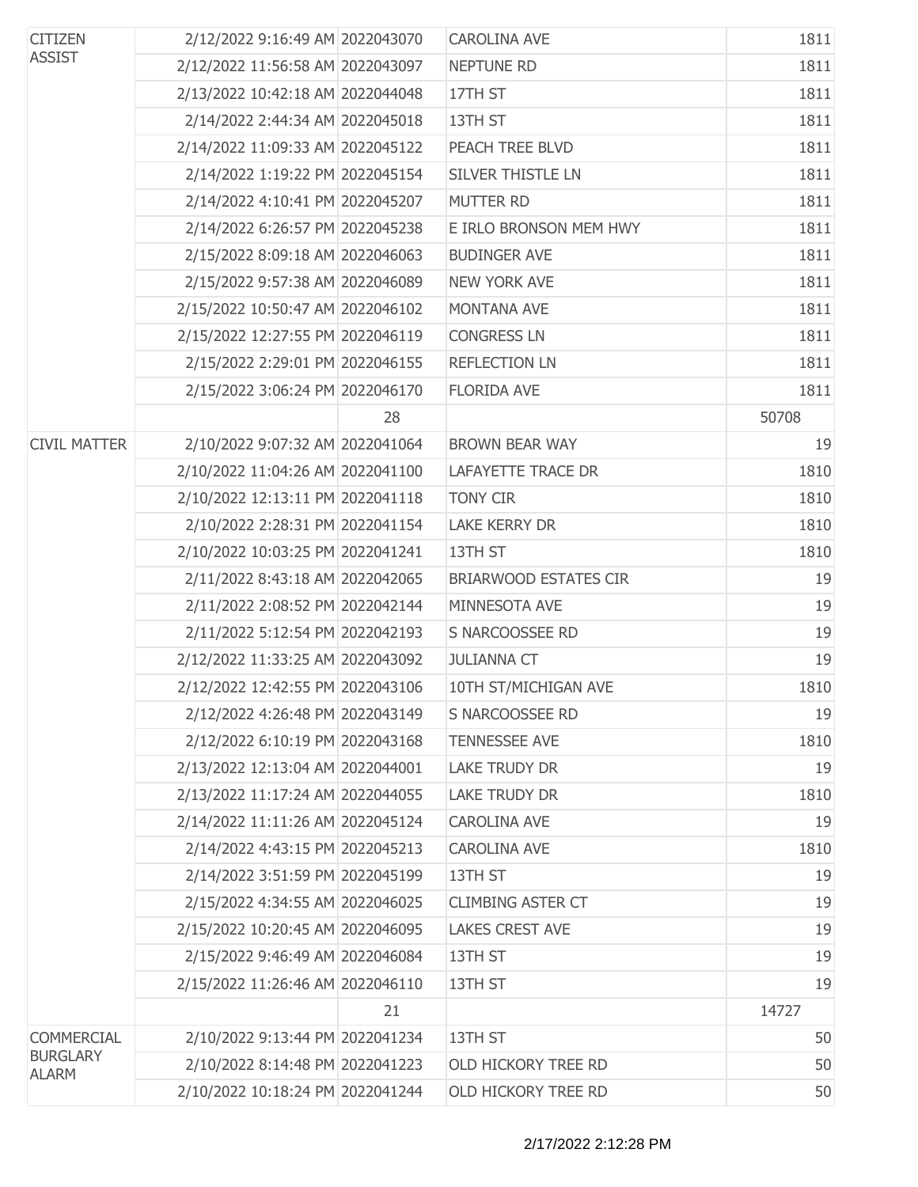| | | | | |
|---|---|---|---|---|
| CITIZEN ASSIST | 2/12/2022 9:16:49 AM | 2022043070 | CAROLINA AVE | 1811 |
| | 2/12/2022 11:56:58 AM | 2022043097 | NEPTUNE RD | 1811 |
| | 2/13/2022 10:42:18 AM | 2022044048 | 17TH ST | 1811 |
| | 2/14/2022 2:44:34 AM | 2022045018 | 13TH ST | 1811 |
| | 2/14/2022 11:09:33 AM | 2022045122 | PEACH TREE BLVD | 1811 |
| | 2/14/2022 1:19:22 PM | 2022045154 | SILVER THISTLE LN | 1811 |
| | 2/14/2022 4:10:41 PM | 2022045207 | MUTTER RD | 1811 |
| | 2/14/2022 6:26:57 PM | 2022045238 | E IRLO BRONSON MEM HWY | 1811 |
| | 2/15/2022 8:09:18 AM | 2022046063 | BUDINGER AVE | 1811 |
| | 2/15/2022 9:57:38 AM | 2022046089 | NEW YORK AVE | 1811 |
| | 2/15/2022 10:50:47 AM | 2022046102 | MONTANA AVE | 1811 |
| | 2/15/2022 12:27:55 PM | 2022046119 | CONGRESS LN | 1811 |
| | 2/15/2022 2:29:01 PM | 2022046155 | REFLECTION LN | 1811 |
| | 2/15/2022 3:06:24 PM | 2022046170 | FLORIDA AVE | 1811 |
| | | 28 | | 50708 |
| CIVIL MATTER | 2/10/2022 9:07:32 AM | 2022041064 | BROWN BEAR WAY | 19 |
| | 2/10/2022 11:04:26 AM | 2022041100 | LAFAYETTE TRACE DR | 1810 |
| | 2/10/2022 12:13:11 PM | 2022041118 | TONY CIR | 1810 |
| | 2/10/2022 2:28:31 PM | 2022041154 | LAKE KERRY DR | 1810 |
| | 2/10/2022 10:03:25 PM | 2022041241 | 13TH ST | 1810 |
| | 2/11/2022 8:43:18 AM | 2022042065 | BRIARWOOD ESTATES CIR | 19 |
| | 2/11/2022 2:08:52 PM | 2022042144 | MINNESOTA AVE | 19 |
| | 2/11/2022 5:12:54 PM | 2022042193 | S NARCOOSSEE RD | 19 |
| | 2/12/2022 11:33:25 AM | 2022043092 | JULIANNA CT | 19 |
| | 2/12/2022 12:42:55 PM | 2022043106 | 10TH ST/MICHIGAN AVE | 1810 |
| | 2/12/2022 4:26:48 PM | 2022043149 | S NARCOOSSEE RD | 19 |
| | 2/12/2022 6:10:19 PM | 2022043168 | TENNESSEE AVE | 1810 |
| | 2/13/2022 12:13:04 AM | 2022044001 | LAKE TRUDY DR | 19 |
| | 2/13/2022 11:17:24 AM | 2022044055 | LAKE TRUDY DR | 1810 |
| | 2/14/2022 11:11:26 AM | 2022045124 | CAROLINA AVE | 19 |
| | 2/14/2022 4:43:15 PM | 2022045213 | CAROLINA AVE | 1810 |
| | 2/14/2022 3:51:59 PM | 2022045199 | 13TH ST | 19 |
| | 2/15/2022 4:34:55 AM | 2022046025 | CLIMBING ASTER CT | 19 |
| | 2/15/2022 10:20:45 AM | 2022046095 | LAKES CREST AVE | 19 |
| | 2/15/2022 9:46:49 AM | 2022046084 | 13TH ST | 19 |
| | 2/15/2022 11:26:46 AM | 2022046110 | 13TH ST | 19 |
| | | 21 | | 14727 |
| COMMERCIAL BURGLARY ALARM | 2/10/2022 9:13:44 PM | 2022041234 | 13TH ST | 50 |
| | 2/10/2022 8:14:48 PM | 2022041223 | OLD HICKORY TREE RD | 50 |
| | 2/10/2022 10:18:24 PM | 2022041244 | OLD HICKORY TREE RD | 50 |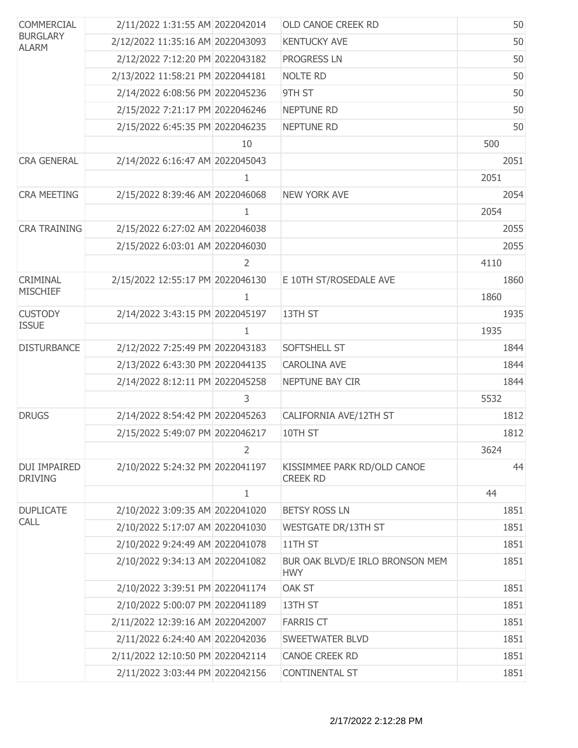| | | | | |
|---|---|---|---|---|
| COMMERCIAL BURGLARY ALARM | 2/11/2022 1:31:55 AM | 2022042014 | OLD CANOE CREEK RD | 50 |
| | 2/12/2022 11:35:16 AM | 2022043093 | KENTUCKY AVE | 50 |
| | 2/12/2022 7:12:20 PM | 2022043182 | PROGRESS LN | 50 |
| | 2/13/2022 11:58:21 PM | 2022044181 | NOLTE RD | 50 |
| | 2/14/2022 6:08:56 PM | 2022045236 | 9TH ST | 50 |
| | 2/15/2022 7:21:17 PM | 2022046246 | NEPTUNE RD | 50 |
| | 2/15/2022 6:45:35 PM | 2022046235 | NEPTUNE RD | 50 |
| | | 10 | | 500 |
| CRA GENERAL | 2/14/2022 6:16:47 AM | 2022045043 | | 2051 |
| | | 1 | | 2051 |
| CRA MEETING | 2/15/2022 8:39:46 AM | 2022046068 | NEW YORK AVE | 2054 |
| | | 1 | | 2054 |
| CRA TRAINING | 2/15/2022 6:27:02 AM | 2022046038 | | 2055 |
| | 2/15/2022 6:03:01 AM | 2022046030 | | 2055 |
| | | 2 | | 4110 |
| CRIMINAL MISCHIEF | 2/15/2022 12:55:17 PM | 2022046130 | E 10TH ST/ROSEDALE AVE | 1860 |
| | | 1 | | 1860 |
| CUSTODY ISSUE | 2/14/2022 3:43:15 PM | 2022045197 | 13TH ST | 1935 |
| | | 1 | | 1935 |
| DISTURBANCE | 2/12/2022 7:25:49 PM | 2022043183 | SOFTSHELL ST | 1844 |
| | 2/13/2022 6:43:30 PM | 2022044135 | CAROLINA AVE | 1844 |
| | 2/14/2022 8:12:11 PM | 2022045258 | NEPTUNE BAY CIR | 1844 |
| | | 3 | | 5532 |
| DRUGS | 2/14/2022 8:54:42 PM | 2022045263 | CALIFORNIA AVE/12TH ST | 1812 |
| | 2/15/2022 5:49:07 PM | 2022046217 | 10TH ST | 1812 |
| | | 2 | | 3624 |
| DUI IMPAIRED DRIVING | 2/10/2022 5:24:32 PM | 2022041197 | KISSIMMEE PARK RD/OLD CANOE CREEK RD | 44 |
| | | 1 | | 44 |
| DUPLICATE CALL | 2/10/2022 3:09:35 AM | 2022041020 | BETSY ROSS LN | 1851 |
| | 2/10/2022 5:17:07 AM | 2022041030 | WESTGATE DR/13TH ST | 1851 |
| | 2/10/2022 9:24:49 AM | 2022041078 | 11TH ST | 1851 |
| | 2/10/2022 9:34:13 AM | 2022041082 | BUR OAK BLVD/E IRLO BRONSON MEM HWY | 1851 |
| | 2/10/2022 3:39:51 PM | 2022041174 | OAK ST | 1851 |
| | 2/10/2022 5:00:07 PM | 2022041189 | 13TH ST | 1851 |
| | 2/11/2022 12:39:16 AM | 2022042007 | FARRIS CT | 1851 |
| | 2/11/2022 6:24:40 AM | 2022042036 | SWEETWATER BLVD | 1851 |
| | 2/11/2022 12:10:50 PM | 2022042114 | CANOE CREEK RD | 1851 |
| | 2/11/2022 3:03:44 PM | 2022042156 | CONTINENTAL ST | 1851 |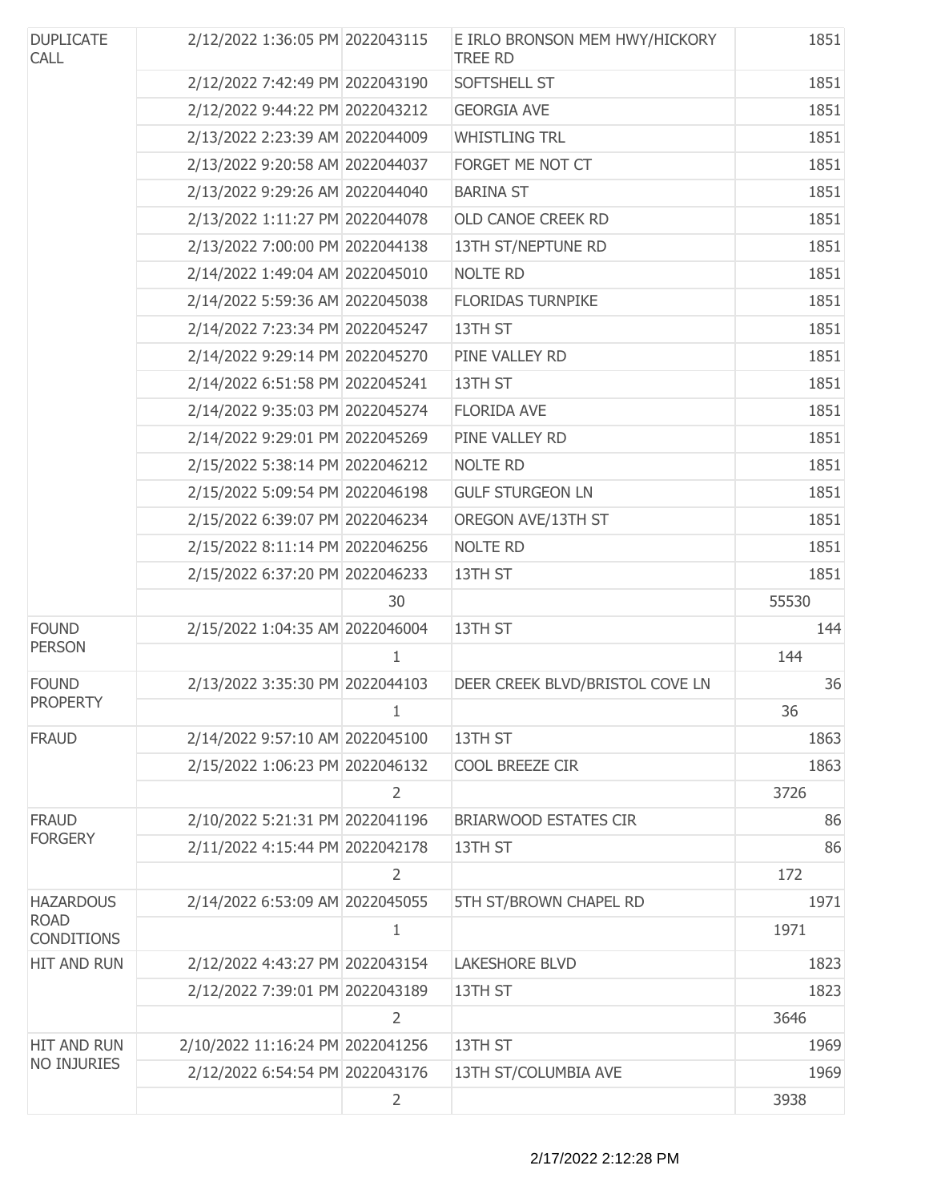| | | | | |
|---|---|---|---|---|
| DUPLICATE CALL | 2/12/2022 1:36:05 PM | 2022043115 | E IRLO BRONSON MEM HWY/HICKORY TREE RD | 1851 |
| | 2/12/2022 7:42:49 PM | 2022043190 | SOFTSHELL ST | 1851 |
| | 2/12/2022 9:44:22 PM | 2022043212 | GEORGIA AVE | 1851 |
| | 2/13/2022 2:23:39 AM | 2022044009 | WHISTLING TRL | 1851 |
| | 2/13/2022 9:20:58 AM | 2022044037 | FORGET ME NOT CT | 1851 |
| | 2/13/2022 9:29:26 AM | 2022044040 | BARINA ST | 1851 |
| | 2/13/2022 1:11:27 PM | 2022044078 | OLD CANOE CREEK RD | 1851 |
| | 2/13/2022 7:00:00 PM | 2022044138 | 13TH ST/NEPTUNE RD | 1851 |
| | 2/14/2022 1:49:04 AM | 2022045010 | NOLTE RD | 1851 |
| | 2/14/2022 5:59:36 AM | 2022045038 | FLORIDAS TURNPIKE | 1851 |
| | 2/14/2022 7:23:34 PM | 2022045247 | 13TH ST | 1851 |
| | 2/14/2022 9:29:14 PM | 2022045270 | PINE VALLEY RD | 1851 |
| | 2/14/2022 6:51:58 PM | 2022045241 | 13TH ST | 1851 |
| | 2/14/2022 9:35:03 PM | 2022045274 | FLORIDA AVE | 1851 |
| | 2/14/2022 9:29:01 PM | 2022045269 | PINE VALLEY RD | 1851 |
| | 2/15/2022 5:38:14 PM | 2022046212 | NOLTE RD | 1851 |
| | 2/15/2022 5:09:54 PM | 2022046198 | GULF STURGEON LN | 1851 |
| | 2/15/2022 6:39:07 PM | 2022046234 | OREGON AVE/13TH ST | 1851 |
| | 2/15/2022 8:11:14 PM | 2022046256 | NOLTE RD | 1851 |
| | 2/15/2022 6:37:20 PM | 2022046233 | 13TH ST | 1851 |
| | | 30 | | 55530 |
| FOUND PERSON | 2/15/2022 1:04:35 AM | 2022046004 | 13TH ST | 144 |
| | | 1 | | 144 |
| FOUND PROPERTY | 2/13/2022 3:35:30 PM | 2022044103 | DEER CREEK BLVD/BRISTOL COVE LN | 36 |
| | | 1 | | 36 |
| FRAUD | 2/14/2022 9:57:10 AM | 2022045100 | 13TH ST | 1863 |
| | 2/15/2022 1:06:23 PM | 2022046132 | COOL BREEZE CIR | 1863 |
| | | 2 | | 3726 |
| FRAUD FORGERY | 2/10/2022 5:21:31 PM | 2022041196 | BRIARWOOD ESTATES CIR | 86 |
| | 2/11/2022 4:15:44 PM | 2022042178 | 13TH ST | 86 |
| | | 2 | | 172 |
| HAZARDOUS ROAD CONDITIONS | 2/14/2022 6:53:09 AM | 2022045055 | 5TH ST/BROWN CHAPEL RD | 1971 |
| | | 1 | | 1971 |
| HIT AND RUN | 2/12/2022 4:43:27 PM | 2022043154 | LAKESHORE BLVD | 1823 |
| | 2/12/2022 7:39:01 PM | 2022043189 | 13TH ST | 1823 |
| | | 2 | | 3646 |
| HIT AND RUN NO INJURIES | 2/10/2022 11:16:24 PM | 2022041256 | 13TH ST | 1969 |
| | 2/12/2022 6:54:54 PM | 2022043176 | 13TH ST/COLUMBIA AVE | 1969 |
| | | 2 | | 3938 |

2/17/2022 2:12:28 PM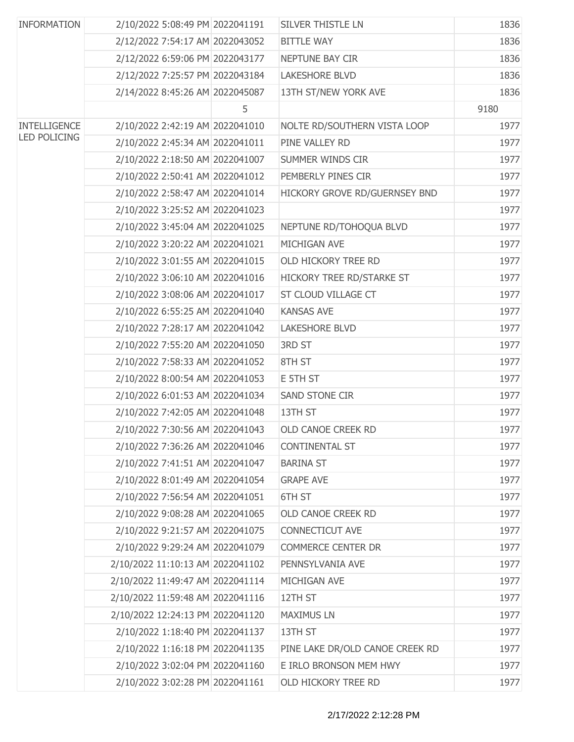| | | | | |
|---|---|---|---|---|
| INFORMATION | 2/10/2022 5:08:49 PM | 2022041191 | SILVER THISTLE LN | 1836 |
| | 2/12/2022 7:54:17 AM | 2022043052 | BITTLE WAY | 1836 |
| | 2/12/2022 6:59:06 PM | 2022043177 | NEPTUNE BAY CIR | 1836 |
| | 2/12/2022 7:25:57 PM | 2022043184 | LAKESHORE BLVD | 1836 |
| | 2/14/2022 8:45:26 AM | 2022045087 | 13TH ST/NEW YORK AVE | 1836 |
| | | 5 | | 9180 |
| INTELLIGENCE LED POLICING | 2/10/2022 2:42:19 AM | 2022041010 | NOLTE RD/SOUTHERN VISTA LOOP | 1977 |
| | 2/10/2022 2:45:34 AM | 2022041011 | PINE VALLEY RD | 1977 |
| | 2/10/2022 2:18:50 AM | 2022041007 | SUMMER WINDS CIR | 1977 |
| | 2/10/2022 2:50:41 AM | 2022041012 | PEMBERLY PINES CIR | 1977 |
| | 2/10/2022 2:58:47 AM | 2022041014 | HICKORY GROVE RD/GUERNSEY BND | 1977 |
| | 2/10/2022 3:25:52 AM | 2022041023 | | 1977 |
| | 2/10/2022 3:45:04 AM | 2022041025 | NEPTUNE RD/TOHOQUA BLVD | 1977 |
| | 2/10/2022 3:20:22 AM | 2022041021 | MICHIGAN AVE | 1977 |
| | 2/10/2022 3:01:55 AM | 2022041015 | OLD HICKORY TREE RD | 1977 |
| | 2/10/2022 3:06:10 AM | 2022041016 | HICKORY TREE RD/STARKE ST | 1977 |
| | 2/10/2022 3:08:06 AM | 2022041017 | ST CLOUD VILLAGE CT | 1977 |
| | 2/10/2022 6:55:25 AM | 2022041040 | KANSAS AVE | 1977 |
| | 2/10/2022 7:28:17 AM | 2022041042 | LAKESHORE BLVD | 1977 |
| | 2/10/2022 7:55:20 AM | 2022041050 | 3RD ST | 1977 |
| | 2/10/2022 7:58:33 AM | 2022041052 | 8TH ST | 1977 |
| | 2/10/2022 8:00:54 AM | 2022041053 | E 5TH ST | 1977 |
| | 2/10/2022 6:01:53 AM | 2022041034 | SAND STONE CIR | 1977 |
| | 2/10/2022 7:42:05 AM | 2022041048 | 13TH ST | 1977 |
| | 2/10/2022 7:30:56 AM | 2022041043 | OLD CANOE CREEK RD | 1977 |
| | 2/10/2022 7:36:26 AM | 2022041046 | CONTINENTAL ST | 1977 |
| | 2/10/2022 7:41:51 AM | 2022041047 | BARINA ST | 1977 |
| | 2/10/2022 8:01:49 AM | 2022041054 | GRAPE AVE | 1977 |
| | 2/10/2022 7:56:54 AM | 2022041051 | 6TH ST | 1977 |
| | 2/10/2022 9:08:28 AM | 2022041065 | OLD CANOE CREEK RD | 1977 |
| | 2/10/2022 9:21:57 AM | 2022041075 | CONNECTICUT AVE | 1977 |
| | 2/10/2022 9:29:24 AM | 2022041079 | COMMERCE CENTER DR | 1977 |
| | 2/10/2022 11:10:13 AM | 2022041102 | PENNSYLVANIA AVE | 1977 |
| | 2/10/2022 11:49:47 AM | 2022041114 | MICHIGAN AVE | 1977 |
| | 2/10/2022 11:59:48 AM | 2022041116 | 12TH ST | 1977 |
| | 2/10/2022 12:24:13 PM | 2022041120 | MAXIMUS LN | 1977 |
| | 2/10/2022 1:18:40 PM | 2022041137 | 13TH ST | 1977 |
| | 2/10/2022 1:16:18 PM | 2022041135 | PINE LAKE DR/OLD CANOE CREEK RD | 1977 |
| | 2/10/2022 3:02:04 PM | 2022041160 | E IRLO BRONSON MEM HWY | 1977 |
| | 2/10/2022 3:02:28 PM | 2022041161 | OLD HICKORY TREE RD | 1977 |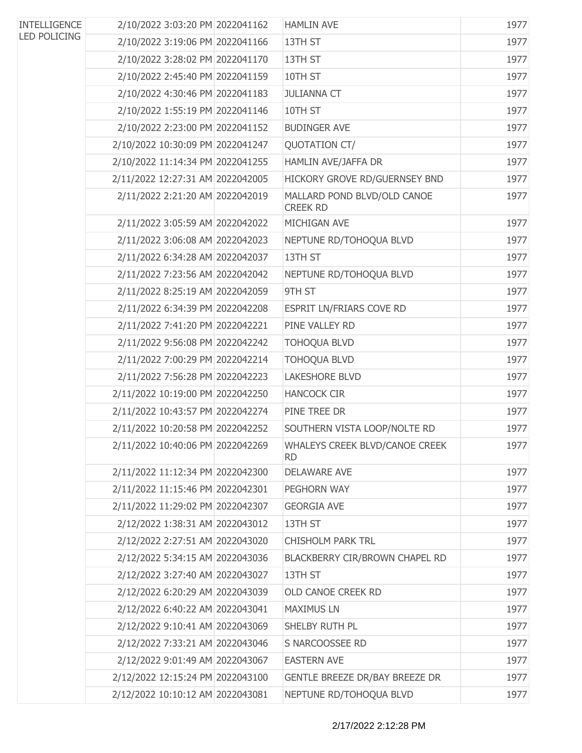| INTELLIGENCE LED POLICING | 2/10/2022 3:03:20 PM | 2022041162 | HAMLIN AVE | 1977 |
|---|---|---|---|---|
| | 2/10/2022 3:19:06 PM | 2022041166 | 13TH ST | 1977 |
| | 2/10/2022 3:28:02 PM | 2022041170 | 13TH ST | 1977 |
| | 2/10/2022 2:45:40 PM | 2022041159 | 10TH ST | 1977 |
| | 2/10/2022 4:30:46 PM | 2022041183 | JULIANNA CT | 1977 |
| | 2/10/2022 1:55:19 PM | 2022041146 | 10TH ST | 1977 |
| | 2/10/2022 2:23:00 PM | 2022041152 | BUDINGER AVE | 1977 |
| | 2/10/2022 10:30:09 PM | 2022041247 | QUOTATION CT/ | 1977 |
| | 2/10/2022 11:14:34 PM | 2022041255 | HAMLIN AVE/JAFFA DR | 1977 |
| | 2/11/2022 12:27:31 AM | 2022042005 | HICKORY GROVE RD/GUERNSEY BND | 1977 |
| | 2/11/2022 2:21:20 AM | 2022042019 | MALLARD POND BLVD/OLD CANOE CREEK RD | 1977 |
| | 2/11/2022 3:05:59 AM | 2022042022 | MICHIGAN AVE | 1977 |
| | 2/11/2022 3:06:08 AM | 2022042023 | NEPTUNE RD/TOHOQUA BLVD | 1977 |
| | 2/11/2022 6:34:28 AM | 2022042037 | 13TH ST | 1977 |
| | 2/11/2022 7:23:56 AM | 2022042042 | NEPTUNE RD/TOHOQUA BLVD | 1977 |
| | 2/11/2022 8:25:19 AM | 2022042059 | 9TH ST | 1977 |
| | 2/11/2022 6:34:39 PM | 2022042208 | ESPRIT LN/FRIARS COVE RD | 1977 |
| | 2/11/2022 7:41:20 PM | 2022042221 | PINE VALLEY RD | 1977 |
| | 2/11/2022 9:56:08 PM | 2022042242 | TOHOQUA BLVD | 1977 |
| | 2/11/2022 7:00:29 PM | 2022042214 | TOHOQUA BLVD | 1977 |
| | 2/11/2022 7:56:28 PM | 2022042223 | LAKESHORE BLVD | 1977 |
| | 2/11/2022 10:19:00 PM | 2022042250 | HANCOCK CIR | 1977 |
| | 2/11/2022 10:43:57 PM | 2022042274 | PINE TREE DR | 1977 |
| | 2/11/2022 10:20:58 PM | 2022042252 | SOUTHERN VISTA LOOP/NOLTE RD | 1977 |
| | 2/11/2022 10:40:06 PM | 2022042269 | WHALEYS CREEK BLVD/CANOE CREEK RD | 1977 |
| | 2/11/2022 11:12:34 PM | 2022042300 | DELAWARE AVE | 1977 |
| | 2/11/2022 11:15:46 PM | 2022042301 | PEGHORN WAY | 1977 |
| | 2/11/2022 11:29:02 PM | 2022042307 | GEORGIA AVE | 1977 |
| | 2/12/2022 1:38:31 AM | 2022043012 | 13TH ST | 1977 |
| | 2/12/2022 2:27:51 AM | 2022043020 | CHISHOLM PARK TRL | 1977 |
| | 2/12/2022 5:34:15 AM | 2022043036 | BLACKBERRY CIR/BROWN CHAPEL RD | 1977 |
| | 2/12/2022 3:27:40 AM | 2022043027 | 13TH ST | 1977 |
| | 2/12/2022 6:20:29 AM | 2022043039 | OLD CANOE CREEK RD | 1977 |
| | 2/12/2022 6:40:22 AM | 2022043041 | MAXIMUS LN | 1977 |
| | 2/12/2022 9:10:41 AM | 2022043069 | SHELBY RUTH PL | 1977 |
| | 2/12/2022 7:33:21 AM | 2022043046 | S NARCOOSSEE RD | 1977 |
| | 2/12/2022 9:01:49 AM | 2022043067 | EASTERN AVE | 1977 |
| | 2/12/2022 12:15:24 PM | 2022043100 | GENTLE BREEZE DR/BAY BREEZE DR | 1977 |
| | 2/12/2022 10:10:12 AM | 2022043081 | NEPTUNE RD/TOHOQUA BLVD | 1977 |

2/17/2022 2:12:28 PM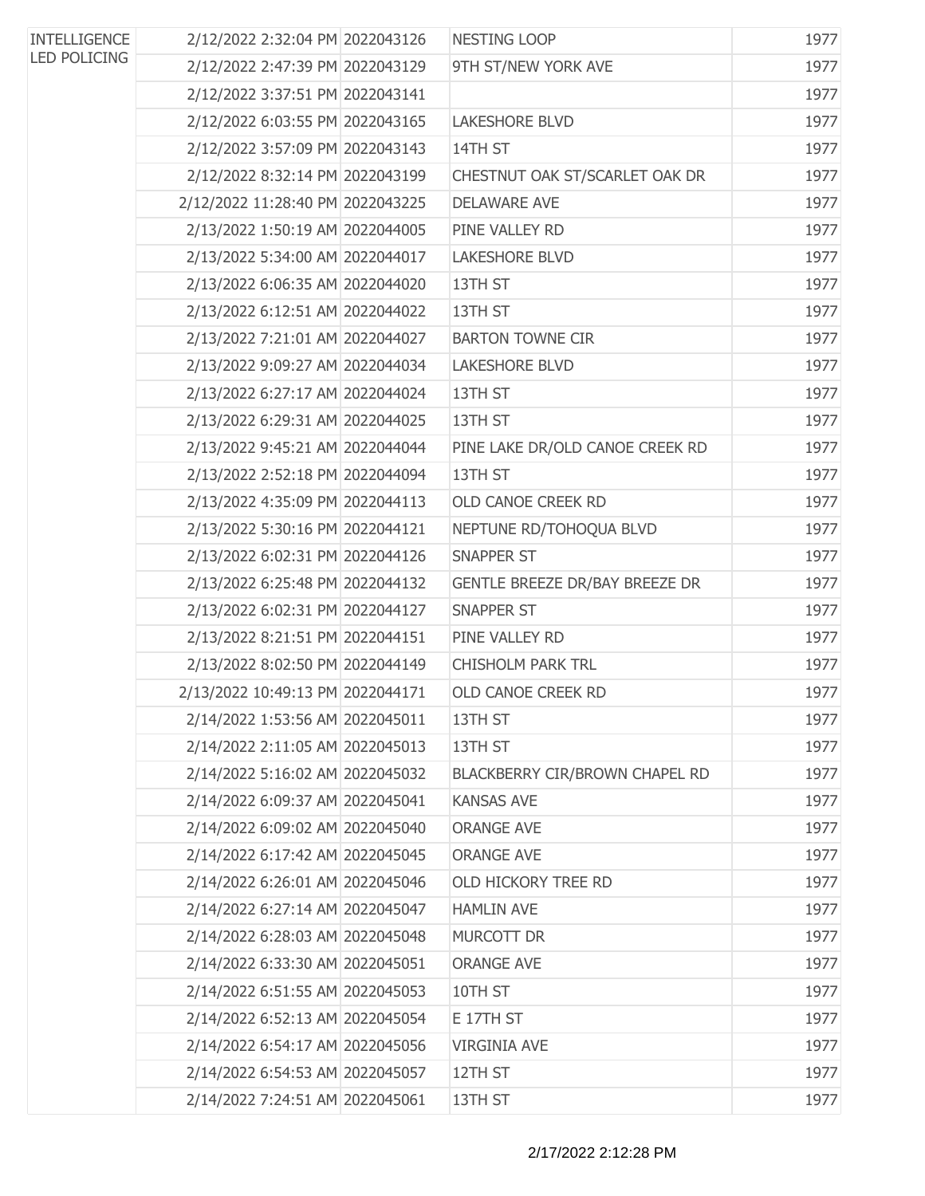| | | | | |
|---|---|---|---|---|
| INTELLIGENCE LED POLICING | 2/12/2022 2:32:04 PM | 2022043126 | NESTING LOOP | 1977 |
| | 2/12/2022 2:47:39 PM | 2022043129 | 9TH ST/NEW YORK AVE | 1977 |
| | 2/12/2022 3:37:51 PM | 2022043141 | | 1977 |
| | 2/12/2022 6:03:55 PM | 2022043165 | LAKESHORE BLVD | 1977 |
| | 2/12/2022 3:57:09 PM | 2022043143 | 14TH ST | 1977 |
| | 2/12/2022 8:32:14 PM | 2022043199 | CHESTNUT OAK ST/SCARLET OAK DR | 1977 |
| | 2/12/2022 11:28:40 PM | 2022043225 | DELAWARE AVE | 1977 |
| | 2/13/2022 1:50:19 AM | 2022044005 | PINE VALLEY RD | 1977 |
| | 2/13/2022 5:34:00 AM | 2022044017 | LAKESHORE BLVD | 1977 |
| | 2/13/2022 6:06:35 AM | 2022044020 | 13TH ST | 1977 |
| | 2/13/2022 6:12:51 AM | 2022044022 | 13TH ST | 1977 |
| | 2/13/2022 7:21:01 AM | 2022044027 | BARTON TOWNE CIR | 1977 |
| | 2/13/2022 9:09:27 AM | 2022044034 | LAKESHORE BLVD | 1977 |
| | 2/13/2022 6:27:17 AM | 2022044024 | 13TH ST | 1977 |
| | 2/13/2022 6:29:31 AM | 2022044025 | 13TH ST | 1977 |
| | 2/13/2022 9:45:21 AM | 2022044044 | PINE LAKE DR/OLD CANOE CREEK RD | 1977 |
| | 2/13/2022 2:52:18 PM | 2022044094 | 13TH ST | 1977 |
| | 2/13/2022 4:35:09 PM | 2022044113 | OLD CANOE CREEK RD | 1977 |
| | 2/13/2022 5:30:16 PM | 2022044121 | NEPTUNE RD/TOHOQUA BLVD | 1977 |
| | 2/13/2022 6:02:31 PM | 2022044126 | SNAPPER ST | 1977 |
| | 2/13/2022 6:25:48 PM | 2022044132 | GENTLE BREEZE DR/BAY BREEZE DR | 1977 |
| | 2/13/2022 6:02:31 PM | 2022044127 | SNAPPER ST | 1977 |
| | 2/13/2022 8:21:51 PM | 2022044151 | PINE VALLEY RD | 1977 |
| | 2/13/2022 8:02:50 PM | 2022044149 | CHISHOLM PARK TRL | 1977 |
| | 2/13/2022 10:49:13 PM | 2022044171 | OLD CANOE CREEK RD | 1977 |
| | 2/14/2022 1:53:56 AM | 2022045011 | 13TH ST | 1977 |
| | 2/14/2022 2:11:05 AM | 2022045013 | 13TH ST | 1977 |
| | 2/14/2022 5:16:02 AM | 2022045032 | BLACKBERRY CIR/BROWN CHAPEL RD | 1977 |
| | 2/14/2022 6:09:37 AM | 2022045041 | KANSAS AVE | 1977 |
| | 2/14/2022 6:09:02 AM | 2022045040 | ORANGE AVE | 1977 |
| | 2/14/2022 6:17:42 AM | 2022045045 | ORANGE AVE | 1977 |
| | 2/14/2022 6:26:01 AM | 2022045046 | OLD HICKORY TREE RD | 1977 |
| | 2/14/2022 6:27:14 AM | 2022045047 | HAMLIN AVE | 1977 |
| | 2/14/2022 6:28:03 AM | 2022045048 | MURCOTT DR | 1977 |
| | 2/14/2022 6:33:30 AM | 2022045051 | ORANGE AVE | 1977 |
| | 2/14/2022 6:51:55 AM | 2022045053 | 10TH ST | 1977 |
| | 2/14/2022 6:52:13 AM | 2022045054 | E 17TH ST | 1977 |
| | 2/14/2022 6:54:17 AM | 2022045056 | VIRGINIA AVE | 1977 |
| | 2/14/2022 6:54:53 AM | 2022045057 | 12TH ST | 1977 |
| | 2/14/2022 7:24:51 AM | 2022045061 | 13TH ST | 1977 |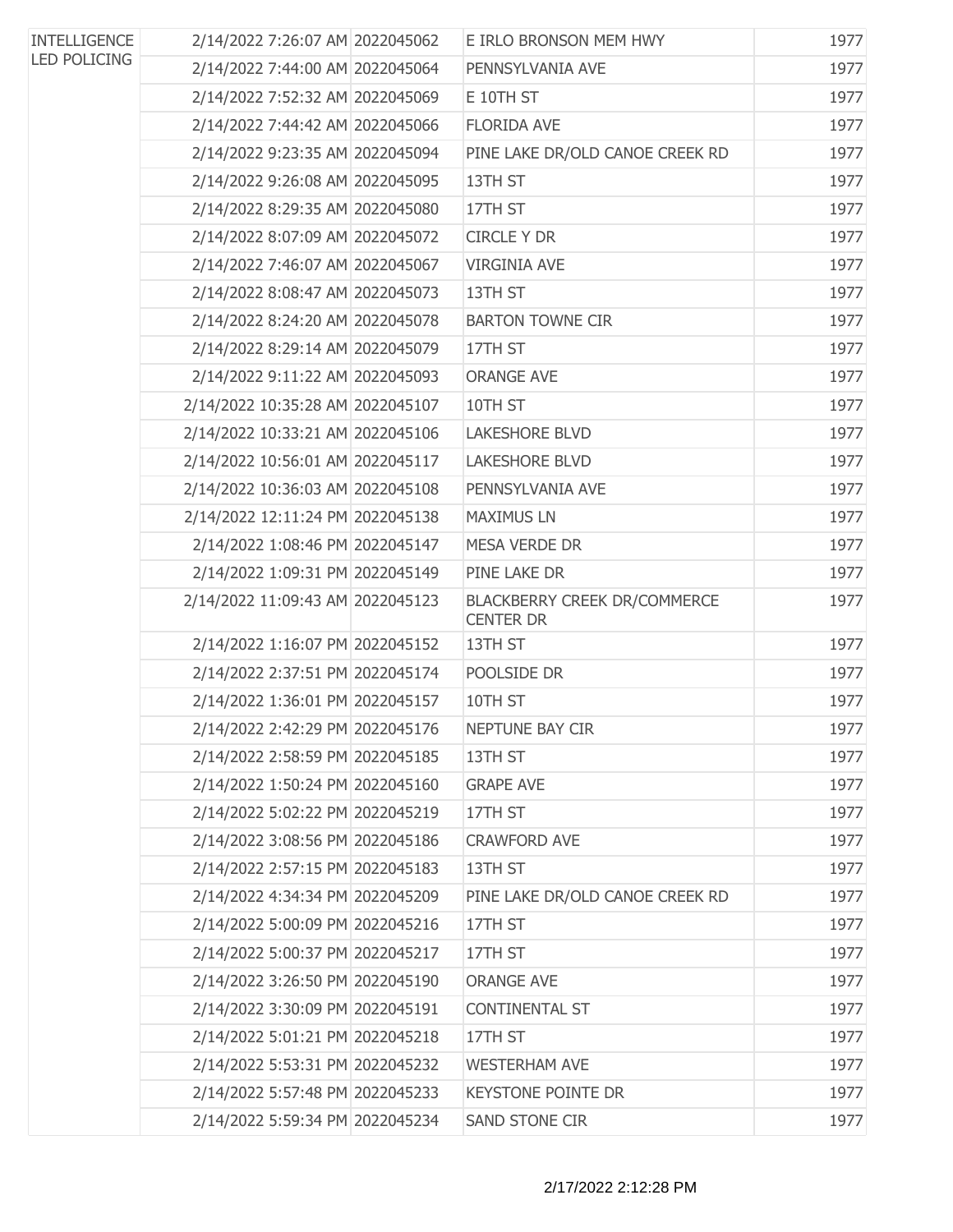| | | | | |
|---|---|---|---|---|
| INTELLIGENCE LED POLICING | 2/14/2022 7:26:07 AM | 2022045062 | E IRLO BRONSON MEM HWY | 1977 |
| | 2/14/2022 7:44:00 AM | 2022045064 | PENNSYLVANIA AVE | 1977 |
| | 2/14/2022 7:52:32 AM | 2022045069 | E 10TH ST | 1977 |
| | 2/14/2022 7:44:42 AM | 2022045066 | FLORIDA AVE | 1977 |
| | 2/14/2022 9:23:35 AM | 2022045094 | PINE LAKE DR/OLD CANOE CREEK RD | 1977 |
| | 2/14/2022 9:26:08 AM | 2022045095 | 13TH ST | 1977 |
| | 2/14/2022 8:29:35 AM | 2022045080 | 17TH ST | 1977 |
| | 2/14/2022 8:07:09 AM | 2022045072 | CIRCLE Y DR | 1977 |
| | 2/14/2022 7:46:07 AM | 2022045067 | VIRGINIA AVE | 1977 |
| | 2/14/2022 8:08:47 AM | 2022045073 | 13TH ST | 1977 |
| | 2/14/2022 8:24:20 AM | 2022045078 | BARTON TOWNE CIR | 1977 |
| | 2/14/2022 8:29:14 AM | 2022045079 | 17TH ST | 1977 |
| | 2/14/2022 9:11:22 AM | 2022045093 | ORANGE AVE | 1977 |
| | 2/14/2022 10:35:28 AM | 2022045107 | 10TH ST | 1977 |
| | 2/14/2022 10:33:21 AM | 2022045106 | LAKESHORE BLVD | 1977 |
| | 2/14/2022 10:56:01 AM | 2022045117 | LAKESHORE BLVD | 1977 |
| | 2/14/2022 10:36:03 AM | 2022045108 | PENNSYLVANIA AVE | 1977 |
| | 2/14/2022 12:11:24 PM | 2022045138 | MAXIMUS LN | 1977 |
| | 2/14/2022 1:08:46 PM | 2022045147 | MESA VERDE DR | 1977 |
| | 2/14/2022 1:09:31 PM | 2022045149 | PINE LAKE DR | 1977 |
| | 2/14/2022 11:09:43 AM | 2022045123 | BLACKBERRY CREEK DR/COMMERCE CENTER DR | 1977 |
| | 2/14/2022 1:16:07 PM | 2022045152 | 13TH ST | 1977 |
| | 2/14/2022 2:37:51 PM | 2022045174 | POOLSIDE DR | 1977 |
| | 2/14/2022 1:36:01 PM | 2022045157 | 10TH ST | 1977 |
| | 2/14/2022 2:42:29 PM | 2022045176 | NEPTUNE BAY CIR | 1977 |
| | 2/14/2022 2:58:59 PM | 2022045185 | 13TH ST | 1977 |
| | 2/14/2022 1:50:24 PM | 2022045160 | GRAPE AVE | 1977 |
| | 2/14/2022 5:02:22 PM | 2022045219 | 17TH ST | 1977 |
| | 2/14/2022 3:08:56 PM | 2022045186 | CRAWFORD AVE | 1977 |
| | 2/14/2022 2:57:15 PM | 2022045183 | 13TH ST | 1977 |
| | 2/14/2022 4:34:34 PM | 2022045209 | PINE LAKE DR/OLD CANOE CREEK RD | 1977 |
| | 2/14/2022 5:00:09 PM | 2022045216 | 17TH ST | 1977 |
| | 2/14/2022 5:00:37 PM | 2022045217 | 17TH ST | 1977 |
| | 2/14/2022 3:26:50 PM | 2022045190 | ORANGE AVE | 1977 |
| | 2/14/2022 3:30:09 PM | 2022045191 | CONTINENTAL ST | 1977 |
| | 2/14/2022 5:01:21 PM | 2022045218 | 17TH ST | 1977 |
| | 2/14/2022 5:53:31 PM | 2022045232 | WESTERHAM AVE | 1977 |
| | 2/14/2022 5:57:48 PM | 2022045233 | KEYSTONE POINTE DR | 1977 |
| | 2/14/2022 5:59:34 PM | 2022045234 | SAND STONE CIR | 1977 |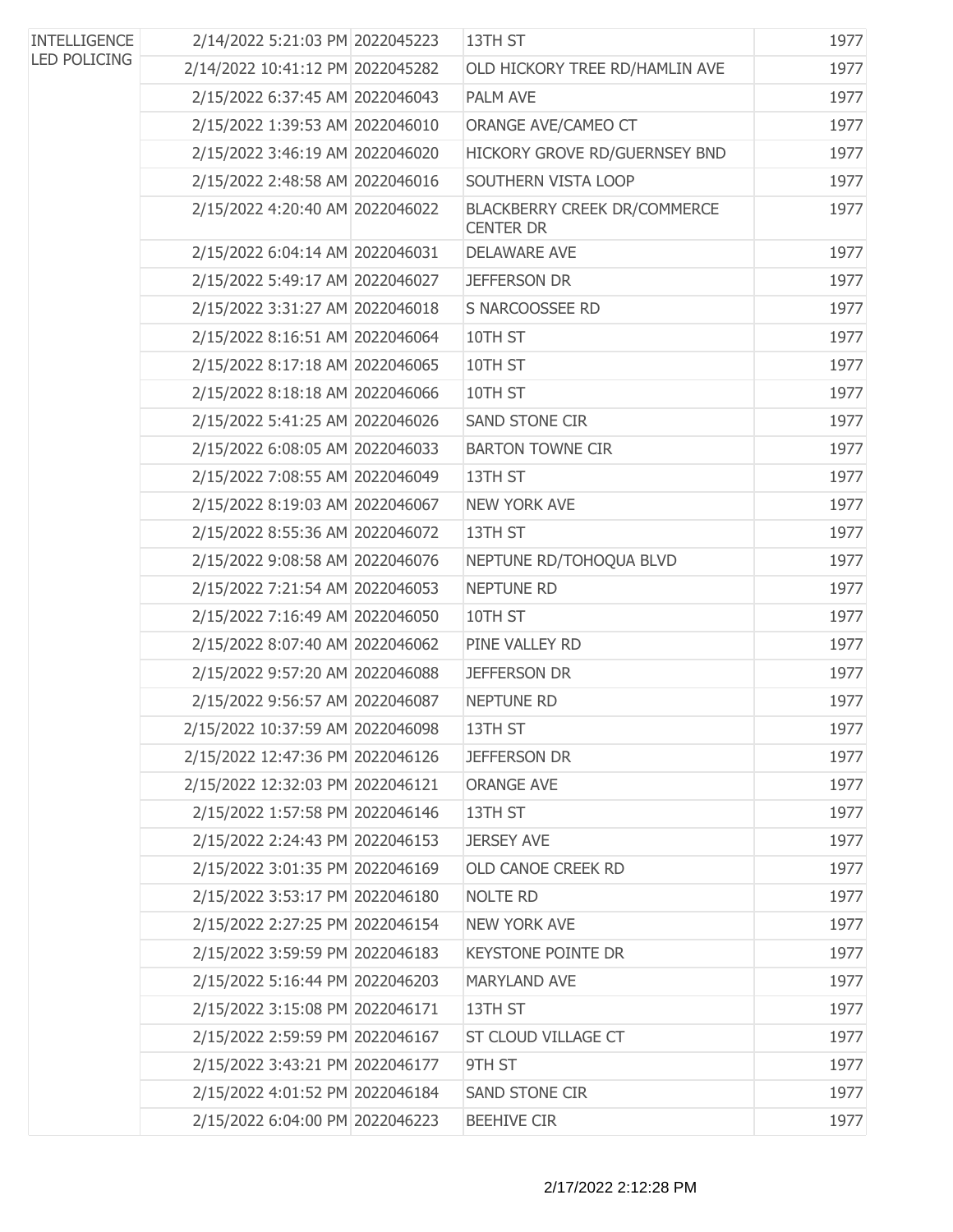| INTELLIGENCE LED POLICING | 2/14/2022 5:21:03 PM | 2022045223 | 13TH ST | 1977 |
|---|---|---|---|---|
| | 2/14/2022 10:41:12 PM | 2022045282 | OLD HICKORY TREE RD/HAMLIN AVE | 1977 |
| | 2/15/2022 6:37:45 AM | 2022046043 | PALM AVE | 1977 |
| | 2/15/2022 1:39:53 AM | 2022046010 | ORANGE AVE/CAMEO CT | 1977 |
| | 2/15/2022 3:46:19 AM | 2022046020 | HICKORY GROVE RD/GUERNSEY BND | 1977 |
| | 2/15/2022 2:48:58 AM | 2022046016 | SOUTHERN VISTA LOOP | 1977 |
| | 2/15/2022 4:20:40 AM | 2022046022 | BLACKBERRY CREEK DR/COMMERCE CENTER DR | 1977 |
| | 2/15/2022 6:04:14 AM | 2022046031 | DELAWARE AVE | 1977 |
| | 2/15/2022 5:49:17 AM | 2022046027 | JEFFERSON DR | 1977 |
| | 2/15/2022 3:31:27 AM | 2022046018 | S NARCOOSSEE RD | 1977 |
| | 2/15/2022 8:16:51 AM | 2022046064 | 10TH ST | 1977 |
| | 2/15/2022 8:17:18 AM | 2022046065 | 10TH ST | 1977 |
| | 2/15/2022 8:18:18 AM | 2022046066 | 10TH ST | 1977 |
| | 2/15/2022 5:41:25 AM | 2022046026 | SAND STONE CIR | 1977 |
| | 2/15/2022 6:08:05 AM | 2022046033 | BARTON TOWNE CIR | 1977 |
| | 2/15/2022 7:08:55 AM | 2022046049 | 13TH ST | 1977 |
| | 2/15/2022 8:19:03 AM | 2022046067 | NEW YORK AVE | 1977 |
| | 2/15/2022 8:55:36 AM | 2022046072 | 13TH ST | 1977 |
| | 2/15/2022 9:08:58 AM | 2022046076 | NEPTUNE RD/TOHOQUA BLVD | 1977 |
| | 2/15/2022 7:21:54 AM | 2022046053 | NEPTUNE RD | 1977 |
| | 2/15/2022 7:16:49 AM | 2022046050 | 10TH ST | 1977 |
| | 2/15/2022 8:07:40 AM | 2022046062 | PINE VALLEY RD | 1977 |
| | 2/15/2022 9:57:20 AM | 2022046088 | JEFFERSON DR | 1977 |
| | 2/15/2022 9:56:57 AM | 2022046087 | NEPTUNE RD | 1977 |
| | 2/15/2022 10:37:59 AM | 2022046098 | 13TH ST | 1977 |
| | 2/15/2022 12:47:36 PM | 2022046126 | JEFFERSON DR | 1977 |
| | 2/15/2022 12:32:03 PM | 2022046121 | ORANGE AVE | 1977 |
| | 2/15/2022 1:57:58 PM | 2022046146 | 13TH ST | 1977 |
| | 2/15/2022 2:24:43 PM | 2022046153 | JERSEY AVE | 1977 |
| | 2/15/2022 3:01:35 PM | 2022046169 | OLD CANOE CREEK RD | 1977 |
| | 2/15/2022 3:53:17 PM | 2022046180 | NOLTE RD | 1977 |
| | 2/15/2022 2:27:25 PM | 2022046154 | NEW YORK AVE | 1977 |
| | 2/15/2022 3:59:59 PM | 2022046183 | KEYSTONE POINTE DR | 1977 |
| | 2/15/2022 5:16:44 PM | 2022046203 | MARYLAND AVE | 1977 |
| | 2/15/2022 3:15:08 PM | 2022046171 | 13TH ST | 1977 |
| | 2/15/2022 2:59:59 PM | 2022046167 | ST CLOUD VILLAGE CT | 1977 |
| | 2/15/2022 3:43:21 PM | 2022046177 | 9TH ST | 1977 |
| | 2/15/2022 4:01:52 PM | 2022046184 | SAND STONE CIR | 1977 |
| | 2/15/2022 6:04:00 PM | 2022046223 | BEEHIVE CIR | 1977 |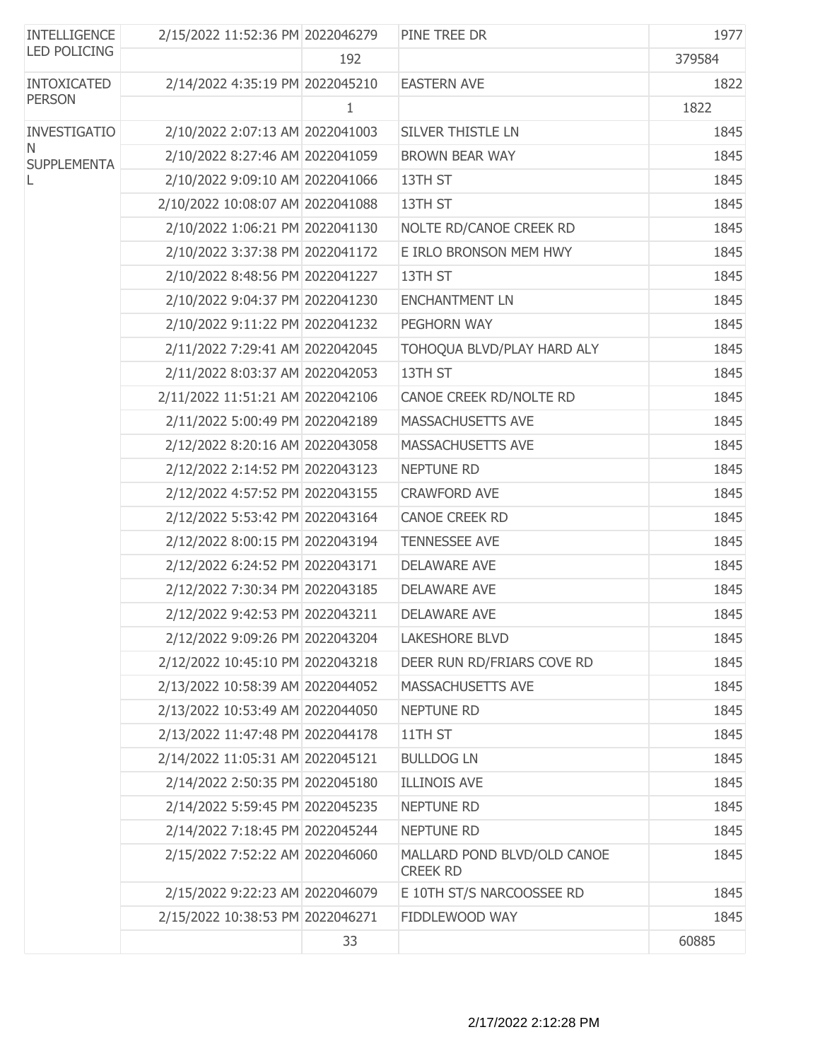| | | | | |
|---|---|---|---|---|
| INTELLIGENCE LED POLICING | 2/15/2022 11:52:36 PM | 2022046279 | PINE TREE DR | 1977 |
| | | 192 | | 379584 |
| INTOXICATED PERSON | 2/14/2022 4:35:19 PM | 2022045210 | EASTERN AVE | 1822 |
| | | 1 | | 1822 |
| INVESTIGATION SUPPLEMENTAL | 2/10/2022 2:07:13 AM | 2022041003 | SILVER THISTLE LN | 1845 |
| | 2/10/2022 8:27:46 AM | 2022041059 | BROWN BEAR WAY | 1845 |
| | 2/10/2022 9:09:10 AM | 2022041066 | 13TH ST | 1845 |
| | 2/10/2022 10:08:07 AM | 2022041088 | 13TH ST | 1845 |
| | 2/10/2022 1:06:21 PM | 2022041130 | NOLTE RD/CANOE CREEK RD | 1845 |
| | 2/10/2022 3:37:38 PM | 2022041172 | E IRLO BRONSON MEM HWY | 1845 |
| | 2/10/2022 8:48:56 PM | 2022041227 | 13TH ST | 1845 |
| | 2/10/2022 9:04:37 PM | 2022041230 | ENCHANTMENT LN | 1845 |
| | 2/10/2022 9:11:22 PM | 2022041232 | PEGHORN WAY | 1845 |
| | 2/11/2022 7:29:41 AM | 2022042045 | TOHOQUA BLVD/PLAY HARD ALY | 1845 |
| | 2/11/2022 8:03:37 AM | 2022042053 | 13TH ST | 1845 |
| | 2/11/2022 11:51:21 AM | 2022042106 | CANOE CREEK RD/NOLTE RD | 1845 |
| | 2/11/2022 5:00:49 PM | 2022042189 | MASSACHUSETTS AVE | 1845 |
| | 2/12/2022 8:20:16 AM | 2022043058 | MASSACHUSETTS AVE | 1845 |
| | 2/12/2022 2:14:52 PM | 2022043123 | NEPTUNE RD | 1845 |
| | 2/12/2022 4:57:52 PM | 2022043155 | CRAWFORD AVE | 1845 |
| | 2/12/2022 5:53:42 PM | 2022043164 | CANOE CREEK RD | 1845 |
| | 2/12/2022 8:00:15 PM | 2022043194 | TENNESSEE AVE | 1845 |
| | 2/12/2022 6:24:52 PM | 2022043171 | DELAWARE AVE | 1845 |
| | 2/12/2022 7:30:34 PM | 2022043185 | DELAWARE AVE | 1845 |
| | 2/12/2022 9:42:53 PM | 2022043211 | DELAWARE AVE | 1845 |
| | 2/12/2022 9:09:26 PM | 2022043204 | LAKESHORE BLVD | 1845 |
| | 2/12/2022 10:45:10 PM | 2022043218 | DEER RUN RD/FRIARS COVE RD | 1845 |
| | 2/13/2022 10:58:39 AM | 2022044052 | MASSACHUSETTS AVE | 1845 |
| | 2/13/2022 10:53:49 AM | 2022044050 | NEPTUNE RD | 1845 |
| | 2/13/2022 11:47:48 PM | 2022044178 | 11TH ST | 1845 |
| | 2/14/2022 11:05:31 AM | 2022045121 | BULLDOG LN | 1845 |
| | 2/14/2022 2:50:35 PM | 2022045180 | ILLINOIS AVE | 1845 |
| | 2/14/2022 5:59:45 PM | 2022045235 | NEPTUNE RD | 1845 |
| | 2/14/2022 7:18:45 PM | 2022045244 | NEPTUNE RD | 1845 |
| | 2/15/2022 7:52:22 AM | 2022046060 | MALLARD POND BLVD/OLD CANOE CREEK RD | 1845 |
| | 2/15/2022 9:22:23 AM | 2022046079 | E 10TH ST/S NARCOOSSEE RD | 1845 |
| | 2/15/2022 10:38:53 PM | 2022046271 | FIDDLEWOOD WAY | 1845 |
| | | 33 | | 60885 |

2/17/2022 2:12:28 PM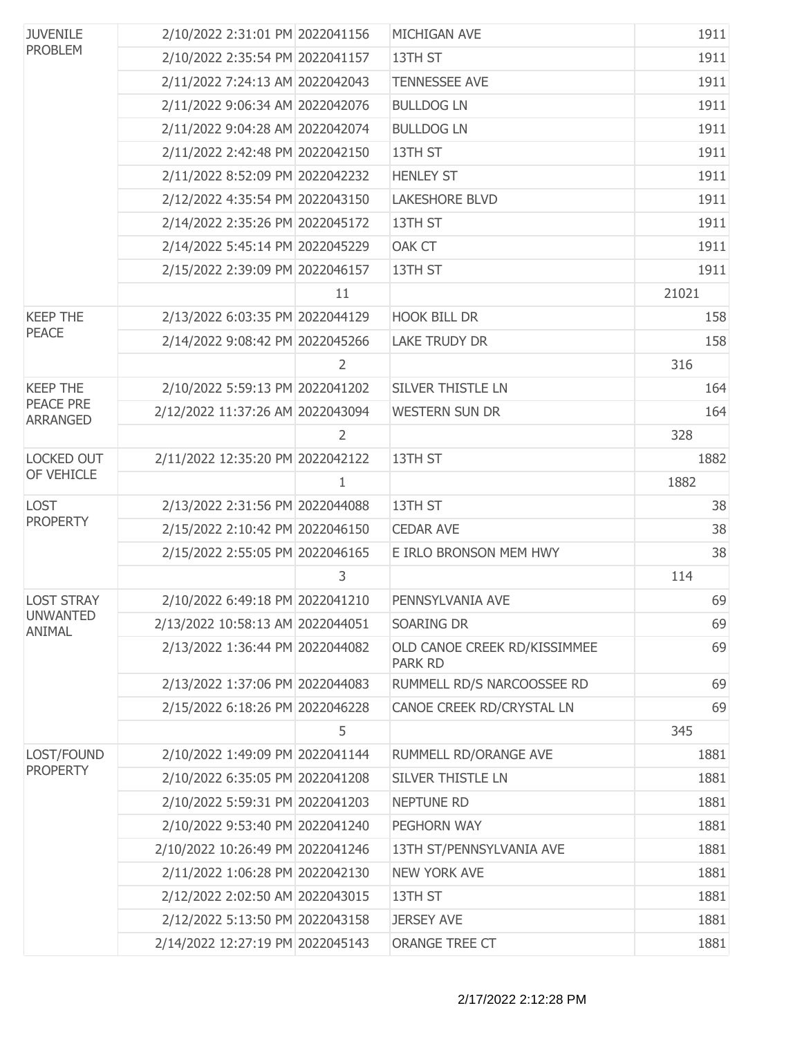| | | | | |
|---|---|---|---|---|
| JUVENILE PROBLEM | 2/10/2022 2:31:01 PM | 2022041156 | MICHIGAN AVE | 1911 |
| | 2/10/2022 2:35:54 PM | 2022041157 | 13TH ST | 1911 |
| | 2/11/2022 7:24:13 AM | 2022042043 | TENNESSEE AVE | 1911 |
| | 2/11/2022 9:06:34 AM | 2022042076 | BULLDOG LN | 1911 |
| | 2/11/2022 9:04:28 AM | 2022042074 | BULLDOG LN | 1911 |
| | 2/11/2022 2:42:48 PM | 2022042150 | 13TH ST | 1911 |
| | 2/11/2022 8:52:09 PM | 2022042232 | HENLEY ST | 1911 |
| | 2/12/2022 4:35:54 PM | 2022043150 | LAKESHORE BLVD | 1911 |
| | 2/14/2022 2:35:26 PM | 2022045172 | 13TH ST | 1911 |
| | 2/14/2022 5:45:14 PM | 2022045229 | OAK CT | 1911 |
| | 2/15/2022 2:39:09 PM | 2022046157 | 13TH ST | 1911 |
| | | 11 | | 21021 |
| KEEP THE PEACE | 2/13/2022 6:03:35 PM | 2022044129 | HOOK BILL DR | 158 |
| | 2/14/2022 9:08:42 PM | 2022045266 | LAKE TRUDY DR | 158 |
| | | 2 | | 316 |
| KEEP THE PEACE PRE ARRANGED | 2/10/2022 5:59:13 PM | 2022041202 | SILVER THISTLE LN | 164 |
| | 2/12/2022 11:37:26 AM | 2022043094 | WESTERN SUN DR | 164 |
| | | 2 | | 328 |
| LOCKED OUT OF VEHICLE | 2/11/2022 12:35:20 PM | 2022042122 | 13TH ST | 1882 |
| | | 1 | | 1882 |
| LOST PROPERTY | 2/13/2022 2:31:56 PM | 2022044088 | 13TH ST | 38 |
| | 2/15/2022 2:10:42 PM | 2022046150 | CEDAR AVE | 38 |
| | 2/15/2022 2:55:05 PM | 2022046165 | E IRLO BRONSON MEM HWY | 38 |
| | | 3 | | 114 |
| LOST STRAY UNWANTED ANIMAL | 2/10/2022 6:49:18 PM | 2022041210 | PENNSYLVANIA AVE | 69 |
| | 2/13/2022 10:58:13 AM | 2022044051 | SOARING DR | 69 |
| | 2/13/2022 1:36:44 PM | 2022044082 | OLD CANOE CREEK RD/KISSIMMEE PARK RD | 69 |
| | 2/13/2022 1:37:06 PM | 2022044083 | RUMMELL RD/S NARCOOSSEE RD | 69 |
| | 2/15/2022 6:18:26 PM | 2022046228 | CANOE CREEK RD/CRYSTAL LN | 69 |
| | | 5 | | 345 |
| LOST/FOUND PROPERTY | 2/10/2022 1:49:09 PM | 2022041144 | RUMMELL RD/ORANGE AVE | 1881 |
| | 2/10/2022 6:35:05 PM | 2022041208 | SILVER THISTLE LN | 1881 |
| | 2/10/2022 5:59:31 PM | 2022041203 | NEPTUNE RD | 1881 |
| | 2/10/2022 9:53:40 PM | 2022041240 | PEGHORN WAY | 1881 |
| | 2/10/2022 10:26:49 PM | 2022041246 | 13TH ST/PENNSYLVANIA AVE | 1881 |
| | 2/11/2022 1:06:28 PM | 2022042130 | NEW YORK AVE | 1881 |
| | 2/12/2022 2:02:50 AM | 2022043015 | 13TH ST | 1881 |
| | 2/12/2022 5:13:50 PM | 2022043158 | JERSEY AVE | 1881 |
| | 2/14/2022 12:27:19 PM | 2022045143 | ORANGE TREE CT | 1881 |

2/17/2022 2:12:28 PM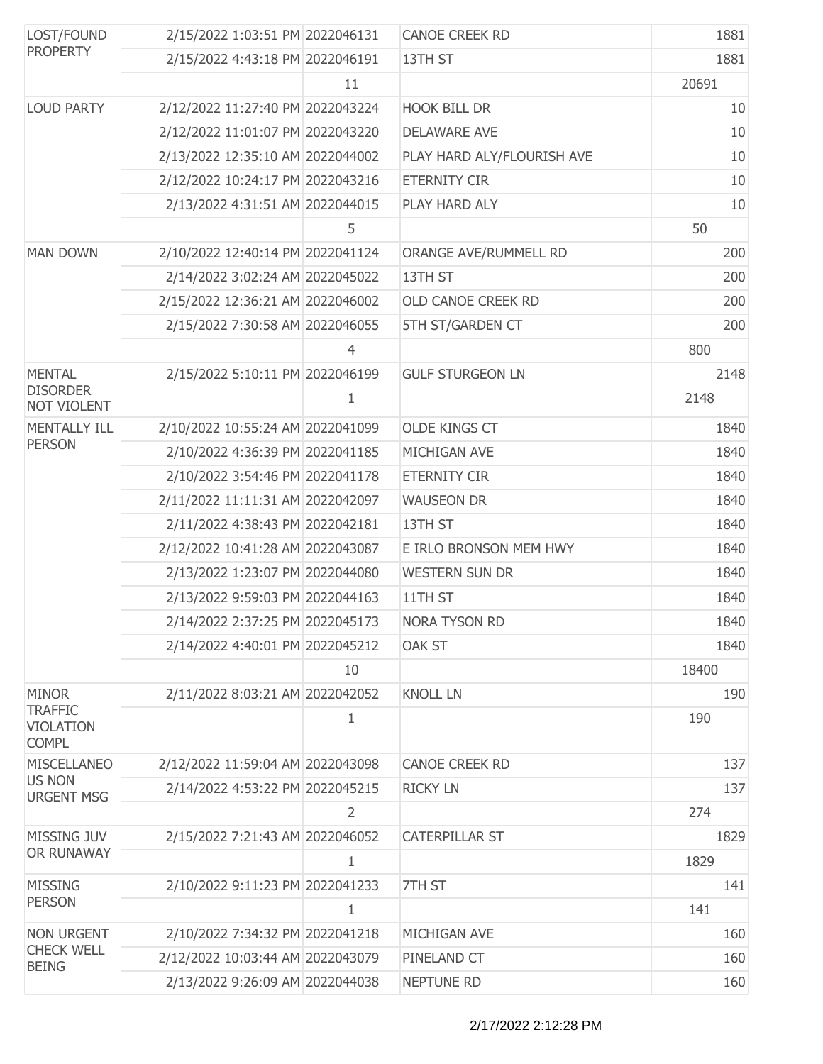| | | | | |
|---|---|---|---|---|
| LOST/FOUND PROPERTY | 2/15/2022 1:03:51 PM | 2022046131 | CANOE CREEK RD | 1881 |
| | 2/15/2022 4:43:18 PM | 2022046191 | 13TH ST | 1881 |
| | | 11 | | 20691 |
| LOUD PARTY | 2/12/2022 11:27:40 PM | 2022043224 | HOOK BILL DR | 10 |
| | 2/12/2022 11:01:07 PM | 2022043220 | DELAWARE AVE | 10 |
| | 2/13/2022 12:35:10 AM | 2022044002 | PLAY HARD ALY/FLOURISH AVE | 10 |
| | 2/12/2022 10:24:17 PM | 2022043216 | ETERNITY CIR | 10 |
| | 2/13/2022 4:31:51 AM | 2022044015 | PLAY HARD ALY | 10 |
| | | 5 | | 50 |
| MAN DOWN | 2/10/2022 12:40:14 PM | 2022041124 | ORANGE AVE/RUMMELL RD | 200 |
| | 2/14/2022 3:02:24 AM | 2022045022 | 13TH ST | 200 |
| | 2/15/2022 12:36:21 AM | 2022046002 | OLD CANOE CREEK RD | 200 |
| | 2/15/2022 7:30:58 AM | 2022046055 | 5TH ST/GARDEN CT | 200 |
| | | 4 | | 800 |
| MENTAL DISORDER NOT VIOLENT | 2/15/2022 5:10:11 PM | 2022046199 | GULF STURGEON LN | 2148 |
| | | 1 | | 2148 |
| MENTALLY ILL PERSON | 2/10/2022 10:55:24 AM | 2022041099 | OLDE KINGS CT | 1840 |
| | 2/10/2022 4:36:39 PM | 2022041185 | MICHIGAN AVE | 1840 |
| | 2/10/2022 3:54:46 PM | 2022041178 | ETERNITY CIR | 1840 |
| | 2/11/2022 11:11:31 AM | 2022042097 | WAUSEON DR | 1840 |
| | 2/11/2022 4:38:43 PM | 2022042181 | 13TH ST | 1840 |
| | 2/12/2022 10:41:28 AM | 2022043087 | E IRLO BRONSON MEM HWY | 1840 |
| | 2/13/2022 1:23:07 PM | 2022044080 | WESTERN SUN DR | 1840 |
| | 2/13/2022 9:59:03 PM | 2022044163 | 11TH ST | 1840 |
| | 2/14/2022 2:37:25 PM | 2022045173 | NORA TYSON RD | 1840 |
| | 2/14/2022 4:40:01 PM | 2022045212 | OAK ST | 1840 |
| | | 10 | | 18400 |
| MINOR TRAFFIC VIOLATION COMPL | 2/11/2022 8:03:21 AM | 2022042052 | KNOLL LN | 190 |
| | | 1 | | 190 |
| MISCELLANEOUS NON URGENT MSG | 2/12/2022 11:59:04 AM | 2022043098 | CANOE CREEK RD | 137 |
| | 2/14/2022 4:53:22 PM | 2022045215 | RICKY LN | 137 |
| | | 2 | | 274 |
| MISSING JUV OR RUNAWAY | 2/15/2022 7:21:43 AM | 2022046052 | CATERPILLAR ST | 1829 |
| | | 1 | | 1829 |
| MISSING PERSON | 2/10/2022 9:11:23 PM | 2022041233 | 7TH ST | 141 |
| | | 1 | | 141 |
| NON URGENT CHECK WELL BEING | 2/10/2022 7:34:32 PM | 2022041218 | MICHIGAN AVE | 160 |
| | 2/12/2022 10:03:44 AM | 2022043079 | PINELAND CT | 160 |
| | 2/13/2022 9:26:09 AM | 2022044038 | NEPTUNE RD | 160 |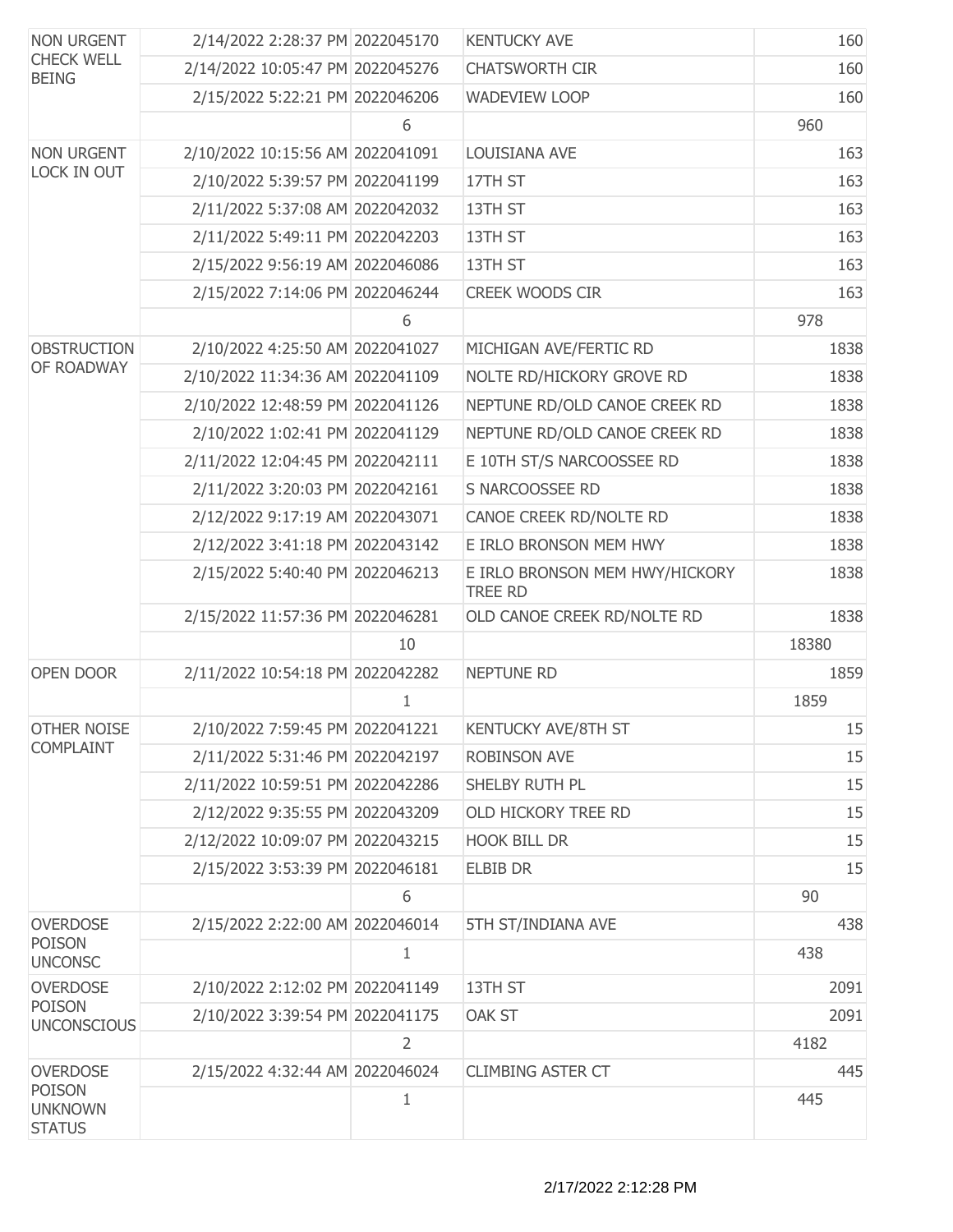| | | | | |
|---|---|---|---|---|
| NON URGENT CHECK WELL BEING | 2/14/2022 2:28:37 PM | 2022045170 | KENTUCKY AVE | 160 |
| | 2/14/2022 10:05:47 PM | 2022045276 | CHATSWORTH CIR | 160 |
| | 2/15/2022 5:22:21 PM | 2022046206 | WADEVIEW LOOP | 160 |
| | | 6 | | 960 |
| NON URGENT LOCK IN OUT | 2/10/2022 10:15:56 AM | 2022041091 | LOUISIANA AVE | 163 |
| | 2/10/2022 5:39:57 PM | 2022041199 | 17TH ST | 163 |
| | 2/11/2022 5:37:08 AM | 2022042032 | 13TH ST | 163 |
| | 2/11/2022 5:49:11 PM | 2022042203 | 13TH ST | 163 |
| | 2/15/2022 9:56:19 AM | 2022046086 | 13TH ST | 163 |
| | 2/15/2022 7:14:06 PM | 2022046244 | CREEK WOODS CIR | 163 |
| | | 6 | | 978 |
| OBSTRUCTION OF ROADWAY | 2/10/2022 4:25:50 AM | 2022041027 | MICHIGAN AVE/FERTIC RD | 1838 |
| | 2/10/2022 11:34:36 AM | 2022041109 | NOLTE RD/HICKORY GROVE RD | 1838 |
| | 2/10/2022 12:48:59 PM | 2022041126 | NEPTUNE RD/OLD CANOE CREEK RD | 1838 |
| | 2/10/2022 1:02:41 PM | 2022041129 | NEPTUNE RD/OLD CANOE CREEK RD | 1838 |
| | 2/11/2022 12:04:45 PM | 2022042111 | E 10TH ST/S NARCOOSSEE RD | 1838 |
| | 2/11/2022 3:20:03 PM | 2022042161 | S NARCOOSSEE RD | 1838 |
| | 2/12/2022 9:17:19 AM | 2022043071 | CANOE CREEK RD/NOLTE RD | 1838 |
| | 2/12/2022 3:41:18 PM | 2022043142 | E IRLO BRONSON MEM HWY | 1838 |
| | 2/15/2022 5:40:40 PM | 2022046213 | E IRLO BRONSON MEM HWY/HICKORY TREE RD | 1838 |
| | 2/15/2022 11:57:36 PM | 2022046281 | OLD CANOE CREEK RD/NOLTE RD | 1838 |
| | | 10 | | 18380 |
| OPEN DOOR | 2/11/2022 10:54:18 PM | 2022042282 | NEPTUNE RD | 1859 |
| | | 1 | | 1859 |
| OTHER NOISE COMPLAINT | 2/10/2022 7:59:45 PM | 2022041221 | KENTUCKY AVE/8TH ST | 15 |
| | 2/11/2022 5:31:46 PM | 2022042197 | ROBINSON AVE | 15 |
| | 2/11/2022 10:59:51 PM | 2022042286 | SHELBY RUTH PL | 15 |
| | 2/12/2022 9:35:55 PM | 2022043209 | OLD HICKORY TREE RD | 15 |
| | 2/12/2022 10:09:07 PM | 2022043215 | HOOK BILL DR | 15 |
| | 2/15/2022 3:53:39 PM | 2022046181 | ELBIB DR | 15 |
| | | 6 | | 90 |
| OVERDOSE POISON UNCONSC | 2/15/2022 2:22:00 AM | 2022046014 | 5TH ST/INDIANA AVE | 438 |
| | | 1 | | 438 |
| OVERDOSE POISON UNCONSCIOUS | 2/10/2022 2:12:02 PM | 2022041149 | 13TH ST | 2091 |
| | 2/10/2022 3:39:54 PM | 2022041175 | OAK ST | 2091 |
| | | 2 | | 4182 |
| OVERDOSE POISON UNKNOWN STATUS | 2/15/2022 4:32:44 AM | 2022046024 | CLIMBING ASTER CT | 445 |
| | | 1 | | 445 |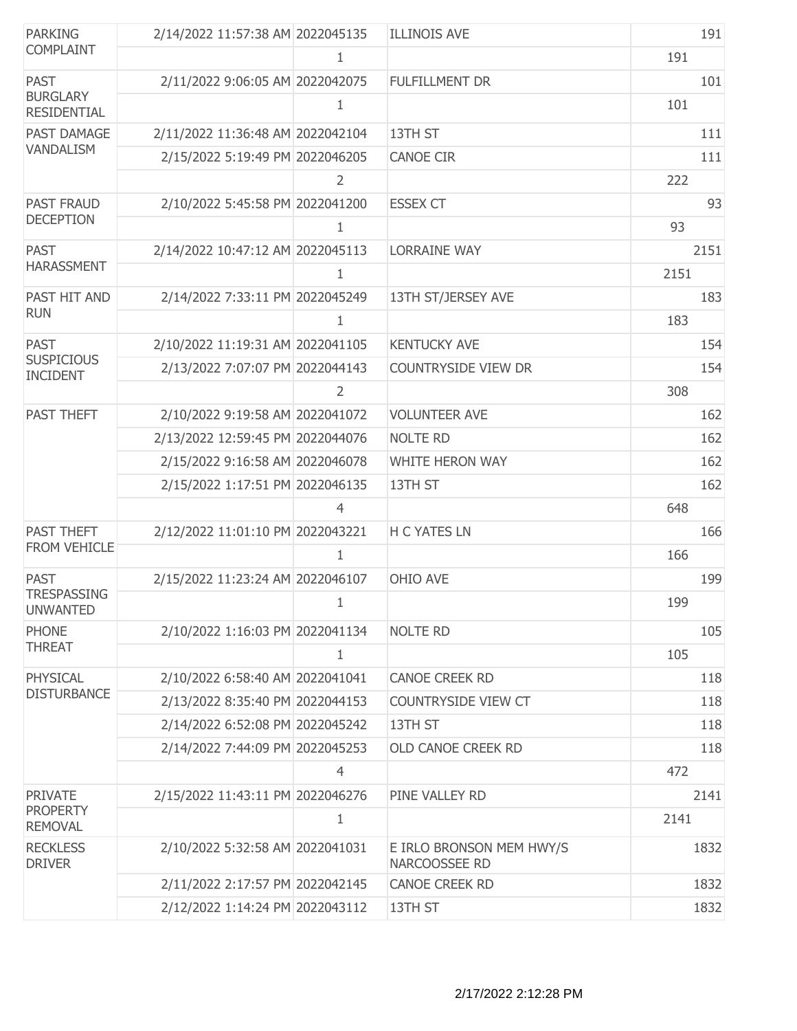| | | | | | |
|---|---|---|---|---|---|
| PARKING COMPLAINT | 2/14/2022 11:57:38 AM | 2022045135 | ILLINOIS AVE | | 191 |
| | | 1 | | 191 | |
| PAST BURGLARY RESIDENTIAL | 2/11/2022 9:06:05 AM | 2022042075 | FULFILLMENT DR | | 101 |
| | | 1 | | 101 | |
| PAST DAMAGE VANDALISM | 2/11/2022 11:36:48 AM | 2022042104 | 13TH ST | | 111 |
| | 2/15/2022 5:19:49 PM | 2022046205 | CANOE CIR | | 111 |
| | | 2 | | 222 | |
| PAST FRAUD DECEPTION | 2/10/2022 5:45:58 PM | 2022041200 | ESSEX CT | | 93 |
| | | 1 | | 93 | |
| PAST HARASSMENT | 2/14/2022 10:47:12 AM | 2022045113 | LORRAINE WAY | | 2151 |
| | | 1 | | 2151 | |
| PAST HIT AND RUN | 2/14/2022 7:33:11 PM | 2022045249 | 13TH ST/JERSEY AVE | | 183 |
| | | 1 | | 183 | |
| PAST SUSPICIOUS INCIDENT | 2/10/2022 11:19:31 AM | 2022041105 | KENTUCKY AVE | | 154 |
| | 2/13/2022 7:07:07 PM | 2022044143 | COUNTRYSIDE VIEW DR | | 154 |
| | | 2 | | 308 | |
| PAST THEFT | 2/10/2022 9:19:58 AM | 2022041072 | VOLUNTEER AVE | | 162 |
| | 2/13/2022 12:59:45 PM | 2022044076 | NOLTE RD | | 162 |
| | 2/15/2022 9:16:58 AM | 2022046078 | WHITE HERON WAY | | 162 |
| | 2/15/2022 1:17:51 PM | 2022046135 | 13TH ST | | 162 |
| | | 4 | | 648 | |
| PAST THEFT FROM VEHICLE | 2/12/2022 11:01:10 PM | 2022043221 | H C YATES LN | | 166 |
| | | 1 | | 166 | |
| PAST TRESPASSING UNWANTED | 2/15/2022 11:23:24 AM | 2022046107 | OHIO AVE | | 199 |
| | | 1 | | 199 | |
| PHONE THREAT | 2/10/2022 1:16:03 PM | 2022041134 | NOLTE RD | | 105 |
| | | 1 | | 105 | |
| PHYSICAL DISTURBANCE | 2/10/2022 6:58:40 AM | 2022041041 | CANOE CREEK RD | | 118 |
| | 2/13/2022 8:35:40 PM | 2022044153 | COUNTRYSIDE VIEW CT | | 118 |
| | 2/14/2022 6:52:08 PM | 2022045242 | 13TH ST | | 118 |
| | 2/14/2022 7:44:09 PM | 2022045253 | OLD CANOE CREEK RD | | 118 |
| | | 4 | | 472 | |
| PRIVATE PROPERTY REMOVAL | 2/15/2022 11:43:11 PM | 2022046276 | PINE VALLEY RD | | 2141 |
| | | 1 | | 2141 | |
| RECKLESS DRIVER | 2/10/2022 5:32:58 AM | 2022041031 | E IRLO BRONSON MEM HWY/S NARCOOSSEE RD | | 1832 |
| | 2/11/2022 2:17:57 PM | 2022042145 | CANOE CREEK RD | | 1832 |
| | 2/12/2022 1:14:24 PM | 2022043112 | 13TH ST | | 1832 |

2/17/2022 2:12:28 PM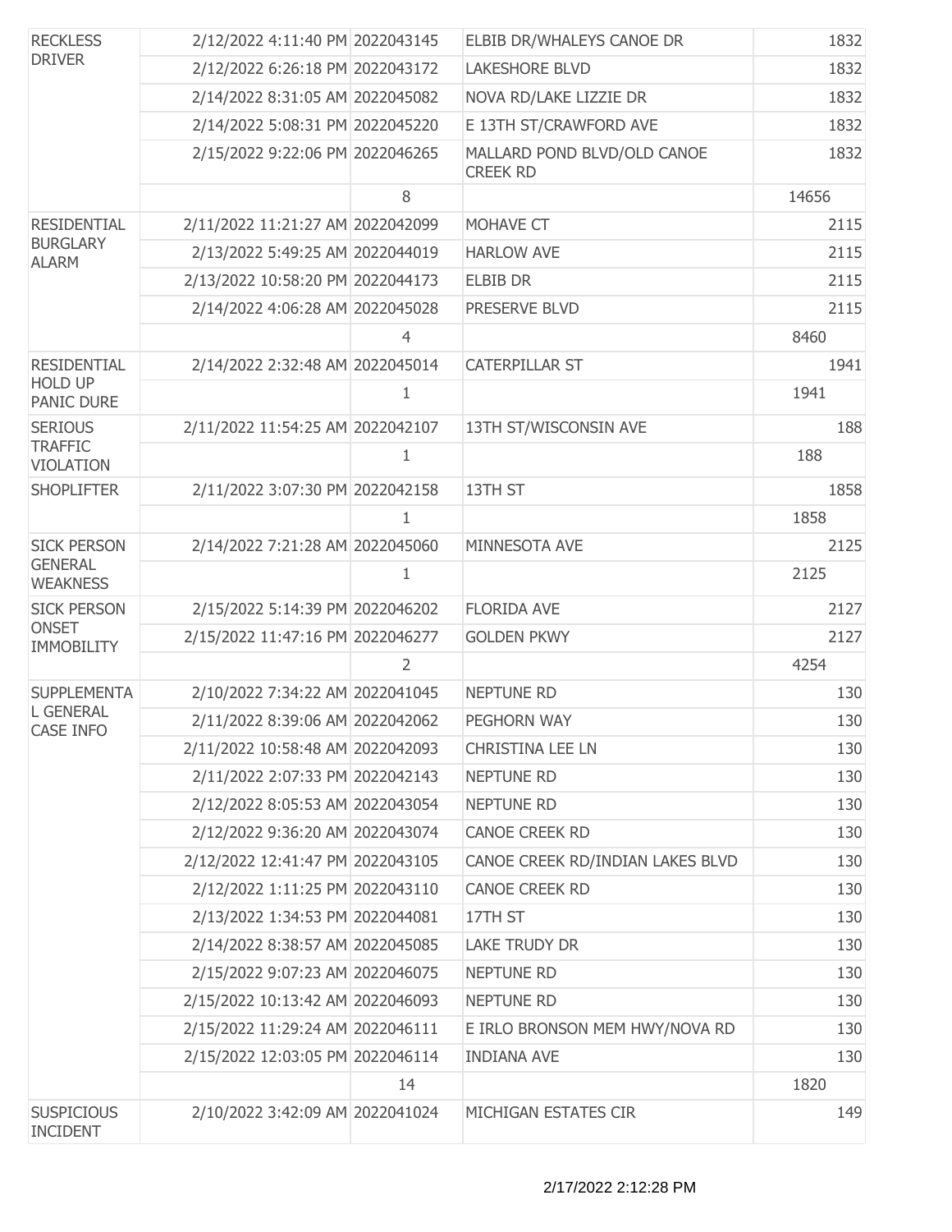| | | | | |
|---|---|---|---|---|
| RECKLESS DRIVER | 2/12/2022 4:11:40 PM | 2022043145 | ELBIB DR/WHALEYS CANOE DR | 1832 |
| | 2/12/2022 6:26:18 PM | 2022043172 | LAKESHORE BLVD | 1832 |
| | 2/14/2022 8:31:05 AM | 2022045082 | NOVA RD/LAKE LIZZIE DR | 1832 |
| | 2/14/2022 5:08:31 PM | 2022045220 | E 13TH ST/CRAWFORD AVE | 1832 |
| | 2/15/2022 9:22:06 PM | 2022046265 | MALLARD POND BLVD/OLD CANOE CREEK RD | 1832 |
| | | 8 | | 14656 |
| RESIDENTIAL BURGLARY ALARM | 2/11/2022 11:21:27 AM | 2022042099 | MOHAVE CT | 2115 |
| | 2/13/2022 5:49:25 AM | 2022044019 | HARLOW AVE | 2115 |
| | 2/13/2022 10:58:20 PM | 2022044173 | ELBIB DR | 2115 |
| | 2/14/2022 4:06:28 AM | 2022045028 | PRESERVE BLVD | 2115 |
| | | 4 | | 8460 |
| RESIDENTIAL HOLD UP PANIC DURE | 2/14/2022 2:32:48 AM | 2022045014 | CATERPILLAR ST | 1941 |
| | | 1 | | 1941 |
| SERIOUS TRAFFIC VIOLATION | 2/11/2022 11:54:25 AM | 2022042107 | 13TH ST/WISCONSIN AVE | 188 |
| | | 1 | | 188 |
| SHOPLIFTER | 2/11/2022 3:07:30 PM | 2022042158 | 13TH ST | 1858 |
| | | 1 | | 1858 |
| SICK PERSON GENERAL WEAKNESS | 2/14/2022 7:21:28 AM | 2022045060 | MINNESOTA AVE | 2125 |
| | | 1 | | 2125 |
| SICK PERSON ONSET IMMOBILITY | 2/15/2022 5:14:39 PM | 2022046202 | FLORIDA AVE | 2127 |
| | 2/15/2022 11:47:16 PM | 2022046277 | GOLDEN PKWY | 2127 |
| | | 2 | | 4254 |
| SUPPLEMENTAL GENERAL CASE INFO | 2/10/2022 7:34:22 AM | 2022041045 | NEPTUNE RD | 130 |
| | 2/11/2022 8:39:06 AM | 2022042062 | PEGHORN WAY | 130 |
| | 2/11/2022 10:58:48 AM | 2022042093 | CHRISTINA LEE LN | 130 |
| | 2/11/2022 2:07:33 PM | 2022042143 | NEPTUNE RD | 130 |
| | 2/12/2022 8:05:53 AM | 2022043054 | NEPTUNE RD | 130 |
| | 2/12/2022 9:36:20 AM | 2022043074 | CANOE CREEK RD | 130 |
| | 2/12/2022 12:41:47 PM | 2022043105 | CANOE CREEK RD/INDIAN LAKES BLVD | 130 |
| | 2/12/2022 1:11:25 PM | 2022043110 | CANOE CREEK RD | 130 |
| | 2/13/2022 1:34:53 PM | 2022044081 | 17TH ST | 130 |
| | 2/14/2022 8:38:57 AM | 2022045085 | LAKE TRUDY DR | 130 |
| | 2/15/2022 9:07:23 AM | 2022046075 | NEPTUNE RD | 130 |
| | 2/15/2022 10:13:42 AM | 2022046093 | NEPTUNE RD | 130 |
| | 2/15/2022 11:29:24 AM | 2022046111 | E IRLO BRONSON MEM HWY/NOVA RD | 130 |
| | 2/15/2022 12:03:05 PM | 2022046114 | INDIANA AVE | 130 |
| | | 14 | | 1820 |
| SUSPICIOUS INCIDENT | 2/10/2022 3:42:09 AM | 2022041024 | MICHIGAN ESTATES CIR | 149 |

2/17/2022 2:12:28 PM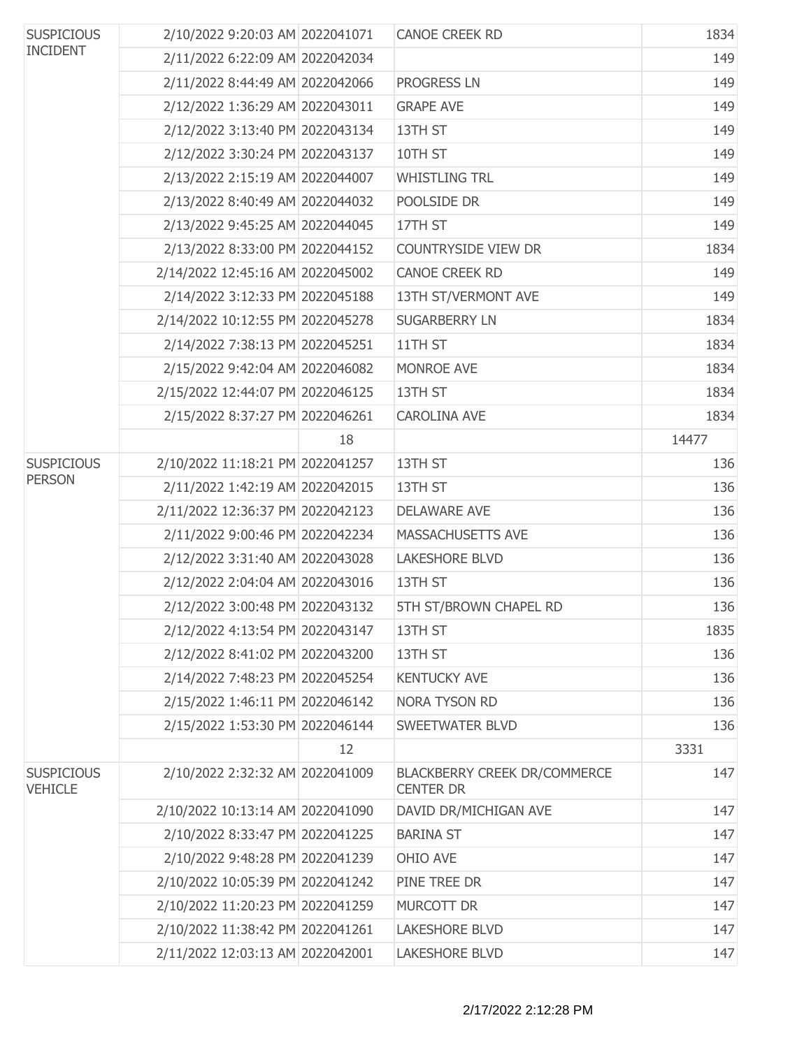| | | | | |
|---|---|---|---|---|
| SUSPICIOUS INCIDENT | 2/10/2022 9:20:03 AM | 2022041071 | CANOE CREEK RD | 1834 |
| | 2/11/2022 6:22:09 AM | 2022042034 | | 149 |
| | 2/11/2022 8:44:49 AM | 2022042066 | PROGRESS LN | 149 |
| | 2/12/2022 1:36:29 AM | 2022043011 | GRAPE AVE | 149 |
| | 2/12/2022 3:13:40 PM | 2022043134 | 13TH ST | 149 |
| | 2/12/2022 3:30:24 PM | 2022043137 | 10TH ST | 149 |
| | 2/13/2022 2:15:19 AM | 2022044007 | WHISTLING TRL | 149 |
| | 2/13/2022 8:40:49 AM | 2022044032 | POOLSIDE DR | 149 |
| | 2/13/2022 9:45:25 AM | 2022044045 | 17TH ST | 149 |
| | 2/13/2022 8:33:00 PM | 2022044152 | COUNTRYSIDE VIEW DR | 1834 |
| | 2/14/2022 12:45:16 AM | 2022045002 | CANOE CREEK RD | 149 |
| | 2/14/2022 3:12:33 PM | 2022045188 | 13TH ST/VERMONT AVE | 149 |
| | 2/14/2022 10:12:55 PM | 2022045278 | SUGARBERRY LN | 1834 |
| | 2/14/2022 7:38:13 PM | 2022045251 | 11TH ST | 1834 |
| | 2/15/2022 9:42:04 AM | 2022046082 | MONROE AVE | 1834 |
| | 2/15/2022 12:44:07 PM | 2022046125 | 13TH ST | 1834 |
| | 2/15/2022 8:37:27 PM | 2022046261 | CAROLINA AVE | 1834 |
| | | 18 | | 14477 |
| SUSPICIOUS PERSON | 2/10/2022 11:18:21 PM | 2022041257 | 13TH ST | 136 |
| | 2/11/2022 1:42:19 AM | 2022042015 | 13TH ST | 136 |
| | 2/11/2022 12:36:37 PM | 2022042123 | DELAWARE AVE | 136 |
| | 2/11/2022 9:00:46 PM | 2022042234 | MASSACHUSETTS AVE | 136 |
| | 2/12/2022 3:31:40 AM | 2022043028 | LAKESHORE BLVD | 136 |
| | 2/12/2022 2:04:04 AM | 2022043016 | 13TH ST | 136 |
| | 2/12/2022 3:00:48 PM | 2022043132 | 5TH ST/BROWN CHAPEL RD | 136 |
| | 2/12/2022 4:13:54 PM | 2022043147 | 13TH ST | 1835 |
| | 2/12/2022 8:41:02 PM | 2022043200 | 13TH ST | 136 |
| | 2/14/2022 7:48:23 PM | 2022045254 | KENTUCKY AVE | 136 |
| | 2/15/2022 1:46:11 PM | 2022046142 | NORA TYSON RD | 136 |
| | 2/15/2022 1:53:30 PM | 2022046144 | SWEETWATER BLVD | 136 |
| | | 12 | | 3331 |
| SUSPICIOUS VEHICLE | 2/10/2022 2:32:32 AM | 2022041009 | BLACKBERRY CREEK DR/COMMERCE CENTER DR | 147 |
| | 2/10/2022 10:13:14 AM | 2022041090 | DAVID DR/MICHIGAN AVE | 147 |
| | 2/10/2022 8:33:47 PM | 2022041225 | BARINA ST | 147 |
| | 2/10/2022 9:48:28 PM | 2022041239 | OHIO AVE | 147 |
| | 2/10/2022 10:05:39 PM | 2022041242 | PINE TREE DR | 147 |
| | 2/10/2022 11:20:23 PM | 2022041259 | MURCOTT DR | 147 |
| | 2/10/2022 11:38:42 PM | 2022041261 | LAKESHORE BLVD | 147 |
| | 2/11/2022 12:03:13 AM | 2022042001 | LAKESHORE BLVD | 147 |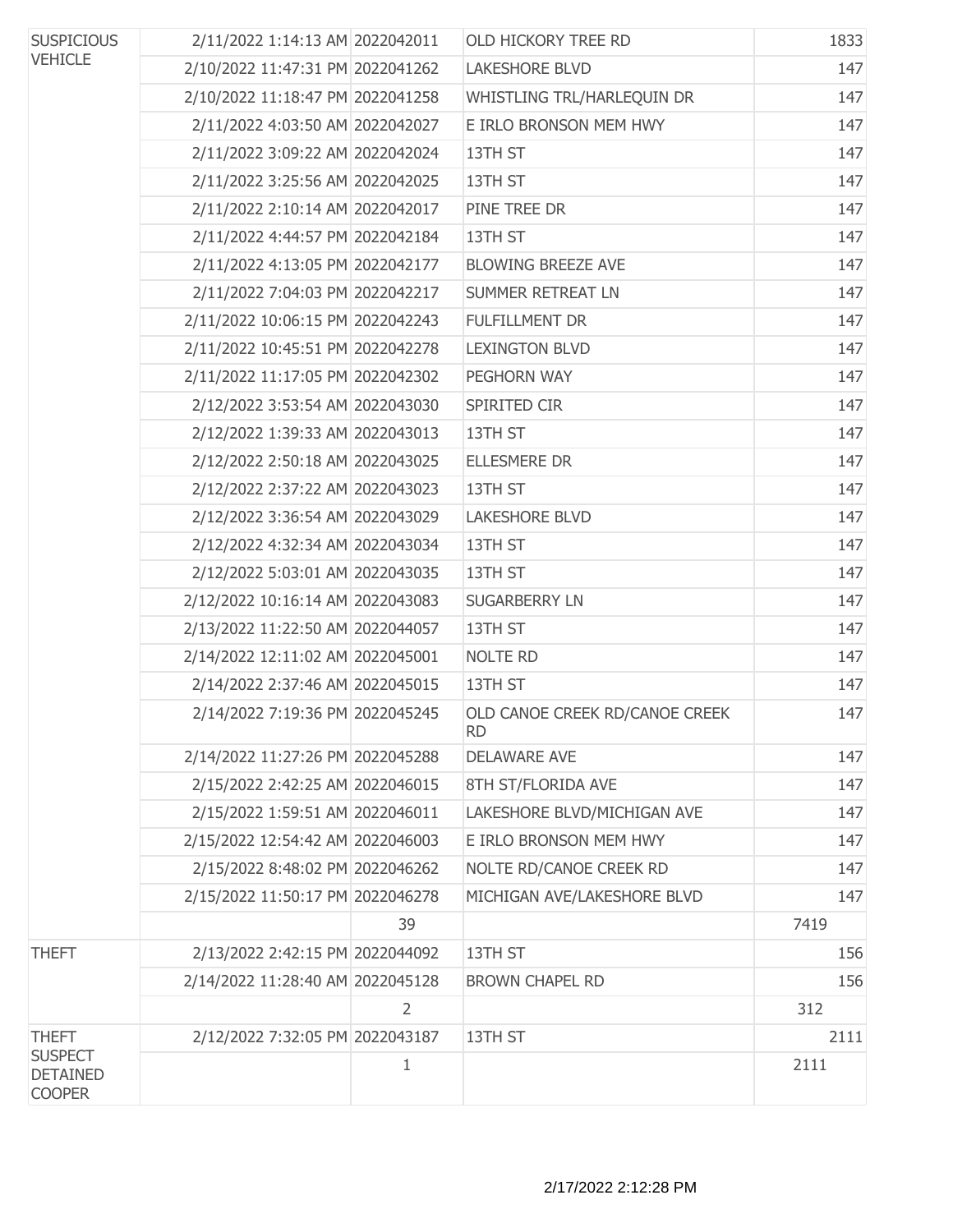| | | | | |
|---|---|---|---|---|
| SUSPICIOUS VEHICLE | 2/11/2022 1:14:13 AM | 2022042011 | OLD HICKORY TREE RD | 1833 |
| | 2/10/2022 11:47:31 PM | 2022041262 | LAKESHORE BLVD | 147 |
| | 2/10/2022 11:18:47 PM | 2022041258 | WHISTLING TRL/HARLEQUIN DR | 147 |
| | 2/11/2022 4:03:50 AM | 2022042027 | E IRLO BRONSON MEM HWY | 147 |
| | 2/11/2022 3:09:22 AM | 2022042024 | 13TH ST | 147 |
| | 2/11/2022 3:25:56 AM | 2022042025 | 13TH ST | 147 |
| | 2/11/2022 2:10:14 AM | 2022042017 | PINE TREE DR | 147 |
| | 2/11/2022 4:44:57 PM | 2022042184 | 13TH ST | 147 |
| | 2/11/2022 4:13:05 PM | 2022042177 | BLOWING BREEZE AVE | 147 |
| | 2/11/2022 7:04:03 PM | 2022042217 | SUMMER RETREAT LN | 147 |
| | 2/11/2022 10:06:15 PM | 2022042243 | FULFILLMENT DR | 147 |
| | 2/11/2022 10:45:51 PM | 2022042278 | LEXINGTON BLVD | 147 |
| | 2/11/2022 11:17:05 PM | 2022042302 | PEGHORN WAY | 147 |
| | 2/12/2022 3:53:54 AM | 2022043030 | SPIRITED CIR | 147 |
| | 2/12/2022 1:39:33 AM | 2022043013 | 13TH ST | 147 |
| | 2/12/2022 2:50:18 AM | 2022043025 | ELLESMERE DR | 147 |
| | 2/12/2022 2:37:22 AM | 2022043023 | 13TH ST | 147 |
| | 2/12/2022 3:36:54 AM | 2022043029 | LAKESHORE BLVD | 147 |
| | 2/12/2022 4:32:34 AM | 2022043034 | 13TH ST | 147 |
| | 2/12/2022 5:03:01 AM | 2022043035 | 13TH ST | 147 |
| | 2/12/2022 10:16:14 AM | 2022043083 | SUGARBERRY LN | 147 |
| | 2/13/2022 11:22:50 AM | 2022044057 | 13TH ST | 147 |
| | 2/14/2022 12:11:02 AM | 2022045001 | NOLTE RD | 147 |
| | 2/14/2022 2:37:46 AM | 2022045015 | 13TH ST | 147 |
| | 2/14/2022 7:19:36 PM | 2022045245 | OLD CANOE CREEK RD/CANOE CREEK RD | 147 |
| | 2/14/2022 11:27:26 PM | 2022045288 | DELAWARE AVE | 147 |
| | 2/15/2022 2:42:25 AM | 2022046015 | 8TH ST/FLORIDA AVE | 147 |
| | 2/15/2022 1:59:51 AM | 2022046011 | LAKESHORE BLVD/MICHIGAN AVE | 147 |
| | 2/15/2022 12:54:42 AM | 2022046003 | E IRLO BRONSON MEM HWY | 147 |
| | 2/15/2022 8:48:02 PM | 2022046262 | NOLTE RD/CANOE CREEK RD | 147 |
| | 2/15/2022 11:50:17 PM | 2022046278 | MICHIGAN AVE/LAKESHORE BLVD | 147 |
| | | 39 | | 7419 |
| THEFT | 2/13/2022 2:42:15 PM | 2022044092 | 13TH ST | 156 |
| | 2/14/2022 11:28:40 AM | 2022045128 | BROWN CHAPEL RD | 156 |
| | | 2 | | 312 |
| THEFT SUSPECT DETAINED COOPER | 2/12/2022 7:32:05 PM | 2022043187 | 13TH ST | 2111 |
| | | 1 | | 2111 |

2/17/2022 2:12:28 PM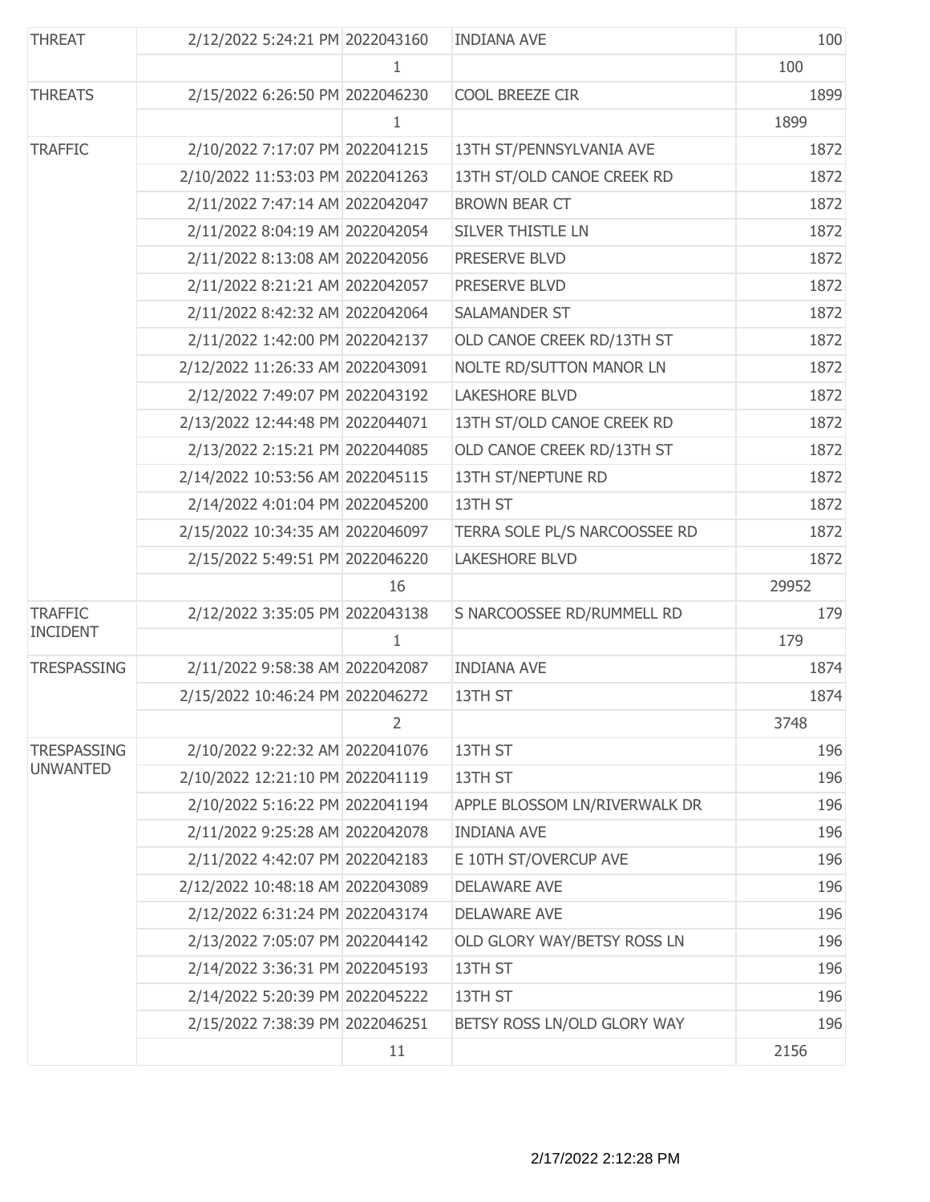| THREAT | 2/12/2022 5:24:21 PM | 2022043160 | INDIANA AVE | 100 |
|---|---|---|---|---|
| | | 1 | | 100 |
| THREATS | 2/15/2022 6:26:50 PM | 2022046230 | COOL BREEZE CIR | 1899 |
| | | 1 | | 1899 |
| TRAFFIC | 2/10/2022 7:17:07 PM | 2022041215 | 13TH ST/PENNSYLVANIA AVE | 1872 |
| | 2/10/2022 11:53:03 PM | 2022041263 | 13TH ST/OLD CANOE CREEK RD | 1872 |
| | 2/11/2022 7:47:14 AM | 2022042047 | BROWN BEAR CT | 1872 |
| | 2/11/2022 8:04:19 AM | 2022042054 | SILVER THISTLE LN | 1872 |
| | 2/11/2022 8:13:08 AM | 2022042056 | PRESERVE BLVD | 1872 |
| | 2/11/2022 8:21:21 AM | 2022042057 | PRESERVE BLVD | 1872 |
| | 2/11/2022 8:42:32 AM | 2022042064 | SALAMANDER ST | 1872 |
| | 2/11/2022 1:42:00 PM | 2022042137 | OLD CANOE CREEK RD/13TH ST | 1872 |
| | 2/12/2022 11:26:33 AM | 2022043091 | NOLTE RD/SUTTON MANOR LN | 1872 |
| | 2/12/2022 7:49:07 PM | 2022043192 | LAKESHORE BLVD | 1872 |
| | 2/13/2022 12:44:48 PM | 2022044071 | 13TH ST/OLD CANOE CREEK RD | 1872 |
| | 2/13/2022 2:15:21 PM | 2022044085 | OLD CANOE CREEK RD/13TH ST | 1872 |
| | 2/14/2022 10:53:56 AM | 2022045115 | 13TH ST/NEPTUNE RD | 1872 |
| | 2/14/2022 4:01:04 PM | 2022045200 | 13TH ST | 1872 |
| | 2/15/2022 10:34:35 AM | 2022046097 | TERRA SOLE PL/S NARCOOSSEE RD | 1872 |
| | 2/15/2022 5:49:51 PM | 2022046220 | LAKESHORE BLVD | 1872 |
| | | 16 | | 29952 |
| TRAFFIC INCIDENT | 2/12/2022 3:35:05 PM | 2022043138 | S NARCOOSSEE RD/RUMMELL RD | 179 |
| | | 1 | | 179 |
| TRESPASSING | 2/11/2022 9:58:38 AM | 2022042087 | INDIANA AVE | 1874 |
| | 2/15/2022 10:46:24 PM | 2022046272 | 13TH ST | 1874 |
| | | 2 | | 3748 |
| TRESPASSING UNWANTED | 2/10/2022 9:22:32 AM | 2022041076 | 13TH ST | 196 |
| | 2/10/2022 12:21:10 PM | 2022041119 | 13TH ST | 196 |
| | 2/10/2022 5:16:22 PM | 2022041194 | APPLE BLOSSOM LN/RIVERWALK DR | 196 |
| | 2/11/2022 9:25:28 AM | 2022042078 | INDIANA AVE | 196 |
| | 2/11/2022 4:42:07 PM | 2022042183 | E 10TH ST/OVERCUP AVE | 196 |
| | 2/12/2022 10:48:18 AM | 2022043089 | DELAWARE AVE | 196 |
| | 2/12/2022 6:31:24 PM | 2022043174 | DELAWARE AVE | 196 |
| | 2/13/2022 7:05:07 PM | 2022044142 | OLD GLORY WAY/BETSY ROSS LN | 196 |
| | 2/14/2022 3:36:31 PM | 2022045193 | 13TH ST | 196 |
| | 2/14/2022 5:20:39 PM | 2022045222 | 13TH ST | 196 |
| | 2/15/2022 7:38:39 PM | 2022046251 | BETSY ROSS LN/OLD GLORY WAY | 196 |
| | | 11 | | 2156 |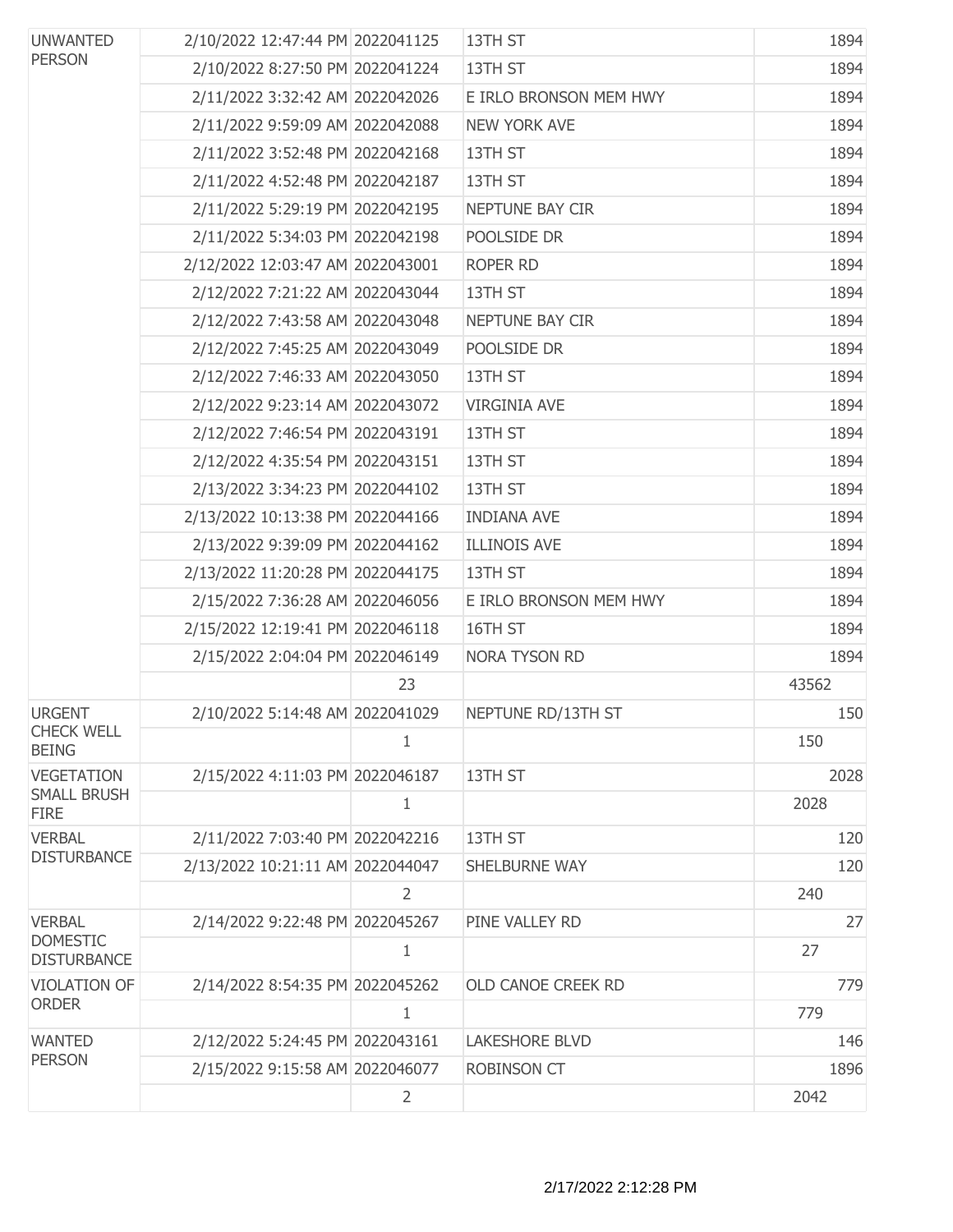| | | | | |
|---|---|---|---|---|
| UNWANTED PERSON | 2/10/2022 12:47:44 PM | 2022041125 | 13TH ST | 1894 |
| | 2/10/2022 8:27:50 PM | 2022041224 | 13TH ST | 1894 |
| | 2/11/2022 3:32:42 AM | 2022042026 | E IRLO BRONSON MEM HWY | 1894 |
| | 2/11/2022 9:59:09 AM | 2022042088 | NEW YORK AVE | 1894 |
| | 2/11/2022 3:52:48 PM | 2022042168 | 13TH ST | 1894 |
| | 2/11/2022 4:52:48 PM | 2022042187 | 13TH ST | 1894 |
| | 2/11/2022 5:29:19 PM | 2022042195 | NEPTUNE BAY CIR | 1894 |
| | 2/11/2022 5:34:03 PM | 2022042198 | POOLSIDE DR | 1894 |
| | 2/12/2022 12:03:47 AM | 2022043001 | ROPER RD | 1894 |
| | 2/12/2022 7:21:22 AM | 2022043044 | 13TH ST | 1894 |
| | 2/12/2022 7:43:58 AM | 2022043048 | NEPTUNE BAY CIR | 1894 |
| | 2/12/2022 7:45:25 AM | 2022043049 | POOLSIDE DR | 1894 |
| | 2/12/2022 7:46:33 AM | 2022043050 | 13TH ST | 1894 |
| | 2/12/2022 9:23:14 AM | 2022043072 | VIRGINIA AVE | 1894 |
| | 2/12/2022 7:46:54 PM | 2022043191 | 13TH ST | 1894 |
| | 2/12/2022 4:35:54 PM | 2022043151 | 13TH ST | 1894 |
| | 2/13/2022 3:34:23 PM | 2022044102 | 13TH ST | 1894 |
| | 2/13/2022 10:13:38 PM | 2022044166 | INDIANA AVE | 1894 |
| | 2/13/2022 9:39:09 PM | 2022044162 | ILLINOIS AVE | 1894 |
| | 2/13/2022 11:20:28 PM | 2022044175 | 13TH ST | 1894 |
| | 2/15/2022 7:36:28 AM | 2022046056 | E IRLO BRONSON MEM HWY | 1894 |
| | 2/15/2022 12:19:41 PM | 2022046118 | 16TH ST | 1894 |
| | 2/15/2022 2:04:04 PM | 2022046149 | NORA TYSON RD | 1894 |
| | | 23 | | 43562 |
| URGENT CHECK WELL BEING | 2/10/2022 5:14:48 AM | 2022041029 | NEPTUNE RD/13TH ST | 150 |
| | | 1 | | 150 |
| VEGETATION SMALL BRUSH FIRE | 2/15/2022 4:11:03 PM | 2022046187 | 13TH ST | 2028 |
| | | 1 | | 2028 |
| VERBAL DISTURBANCE | 2/11/2022 7:03:40 PM | 2022042216 | 13TH ST | 120 |
| | 2/13/2022 10:21:11 AM | 2022044047 | SHELBURNE WAY | 120 |
| | | 2 | | 240 |
| VERBAL DOMESTIC DISTURBANCE | 2/14/2022 9:22:48 PM | 2022045267 | PINE VALLEY RD | 27 |
| | | 1 | | 27 |
| VIOLATION OF ORDER | 2/14/2022 8:54:35 PM | 2022045262 | OLD CANOE CREEK RD | 779 |
| | | 1 | | 779 |
| WANTED PERSON | 2/12/2022 5:24:45 PM | 2022043161 | LAKESHORE BLVD | 146 |
| | 2/15/2022 9:15:58 AM | 2022046077 | ROBINSON CT | 1896 |
| | | 2 | | 2042 |

2/17/2022 2:12:28 PM